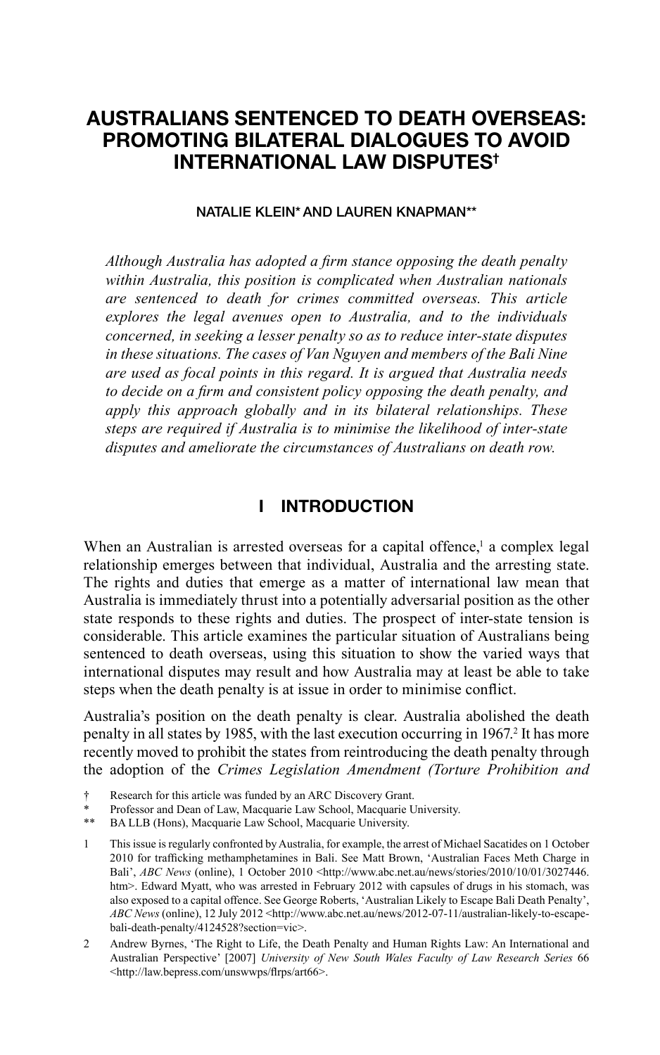# AUSTRALIANS SENTENCED TO DEATH OVERSEAS: PROMOTING BILATERAL DIALOGUES TO AVOID INTERNATIONAL LAW DISPUTES†

NATALIE KLEIN* AND LAUREN KNAPMAN**

*Although Australia has adopted a firm stance opposing the death penalty within Australia, this position is complicated when Australian nationals are sentenced to death for crimes committed overseas. This article explores the legal avenues open to Australia, and to the individuals concerned, in seeking a lesser penalty so as to reduce inter-state disputes in these situations. The cases of Van Nguyen and members of the Bali Nine are used as focal points in this regard. It is argued that Australia needs to decide on a firm and consistent policy opposing the death penalty, and apply this approach globally and in its bilateral relationships. These steps are required if Australia is to minimise the likelihood of inter-state disputes and ameliorate the circumstances of Australians on death row.*

## I INTRODUCTION

When an Australian is arrested overseas for a capital offence,[1] a complex legal relationship emerges between that individual, Australia and the arresting state. The rights and duties that emerge as a matter of international law mean that Australia is immediately thrust into a potentially adversarial position as the other state responds to these rights and duties. The prospect of inter-state tension is considerable. This article examines the particular situation of Australians being sentenced to death overseas, using this situation to show the varied ways that international disputes may result and how Australia may at least be able to take steps when the death penalty is at issue in order to minimise conflict.

Australia's position on the death penalty is clear. Australia abolished the death penalty in all states by 1985, with the last execution occurring in 1967.[2] It has more recently moved to prohibit the states from reintroducing the death penalty through the adoption of the *Crimes Legislation Amendment (Torture Prohibition and*

† Research for this article was funded by an ARC Discovery Grant.

\* Professor and Dean of Law, Macquarie Law School, Macquarie University.

\*\* BA LLB (Hons), Macquarie Law School, Macquarie University.

1 This issue is regularly confronted by Australia, for example, the arrest of Michael Sacatides on 1 October 2010 for trafficking methamphetamines in Bali. See Matt Brown, 'Australian Faces Meth Charge in Bali', *ABC News* (online), 1 October 2010 <http://www.abc.net.au/news/stories/2010/10/01/3027446.htm>. Edward Myatt, who was arrested in February 2012 with capsules of drugs in his stomach, was also exposed to a capital offence. See George Roberts, 'Australian Likely to Escape Bali Death Penalty', *ABC News* (online), 12 July 2012 <http://www.abc.net.au/news/2012-07-11/australian-likely-to-escape-bali-death-penalty/4124528?section=vic>.

2 Andrew Byrnes, 'The Right to Life, the Death Penalty and Human Rights Law: An International and Australian Perspective' [2007] *University of New South Wales Faculty of Law Research Series* 66 <http://law.bepress.com/unswwps/flrps/art66>.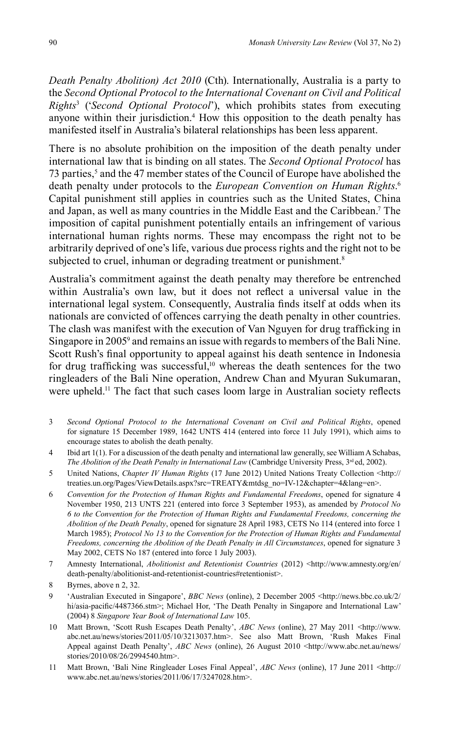*Death Penalty Abolition) Act 2010* (Cth). Internationally, Australia is a party to the *Second Optional Protocol to the International Covenant on Civil and Political Rights*[3] ('*Second Optional Protocol*'), which prohibits states from executing anyone within their jurisdiction.[4] How this opposition to the death penalty has manifested itself in Australia's bilateral relationships has been less apparent.

There is no absolute prohibition on the imposition of the death penalty under international law that is binding on all states. The *Second Optional Protocol* has 73 parties,[5] and the 47 member states of the Council of Europe have abolished the death penalty under protocols to the *European Convention on Human Rights*.[6] Capital punishment still applies in countries such as the United States, China and Japan, as well as many countries in the Middle East and the Caribbean.[7] The imposition of capital punishment potentially entails an infringement of various international human rights norms. These may encompass the right not to be arbitrarily deprived of one's life, various due process rights and the right not to be subjected to cruel, inhuman or degrading treatment or punishment.[8]

Australia's commitment against the death penalty may therefore be entrenched within Australia's own law, but it does not reflect a universal value in the international legal system. Consequently, Australia finds itself at odds when its nationals are convicted of offences carrying the death penalty in other countries. The clash was manifest with the execution of Van Nguyen for drug trafficking in Singapore in 2005[9] and remains an issue with regards to members of the Bali Nine. Scott Rush's final opportunity to appeal against his death sentence in Indonesia for drug trafficking was successful,[10] whereas the death sentences for the two ringleaders of the Bali Nine operation, Andrew Chan and Myuran Sukumaran, were upheld.[11] The fact that such cases loom large in Australian society reflects

---

3 *Second Optional Protocol to the International Covenant on Civil and Political Rights*, opened for signature 15 December 1989, 1642 UNTS 414 (entered into force 11 July 1991), which aims to encourage states to abolish the death penalty.

4 Ibid art 1(1). For a discussion of the death penalty and international law generally, see William A Schabas, *The Abolition of the Death Penalty in International Law* (Cambridge University Press, 3rd ed, 2002).

5 United Nations, *Chapter IV Human Rights* (17 June 2012) United Nations Treaty Collection <http://treaties.un.org/Pages/ViewDetails.aspx?src=TREATY&mtdsg_no=IV-12&chapter=4&lang=en>.

6 *Convention for the Protection of Human Rights and Fundamental Freedoms*, opened for signature 4 November 1950, 213 UNTS 221 (entered into force 3 September 1953), as amended by *Protocol No 6 to the Convention for the Protection of Human Rights and Fundamental Freedoms, concerning the Abolition of the Death Penalty*, opened for signature 28 April 1983, CETS No 114 (entered into force 1 March 1985); *Protocol No 13 to the Convention for the Protection of Human Rights and Fundamental Freedoms, concerning the Abolition of the Death Penalty in All Circumstances*, opened for signature 3 May 2002, CETS No 187 (entered into force 1 July 2003).

7 Amnesty International, *Abolitionist and Retentionist Countries* (2012) <http://www.amnesty.org/en/death-penalty/abolitionist-and-retentionist-countries#retentionist>.

8 Byrnes, above n 2, 32.

9 'Australian Executed in Singapore', *BBC News* (online), 2 December 2005 <http://news.bbc.co.uk/2/hi/asia-pacific/4487366.stm>; Michael Hor, 'The Death Penalty in Singapore and International Law' (2004) 8 *Singapore Year Book of International Law* 105.

10 Matt Brown, 'Scott Rush Escapes Death Penalty', *ABC News* (online), 27 May 2011 <http://www.abc.net.au/news/stories/2011/05/10/3213037.htm>. See also Matt Brown, 'Rush Makes Final Appeal against Death Penalty', *ABC News* (online), 26 August 2010 <http://www.abc.net.au/news/stories/2010/08/26/2994540.htm>.

11 Matt Brown, 'Bali Nine Ringleader Loses Final Appeal', *ABC News* (online), 17 June 2011 <http://www.abc.net.au/news/stories/2011/06/17/3247028.htm>.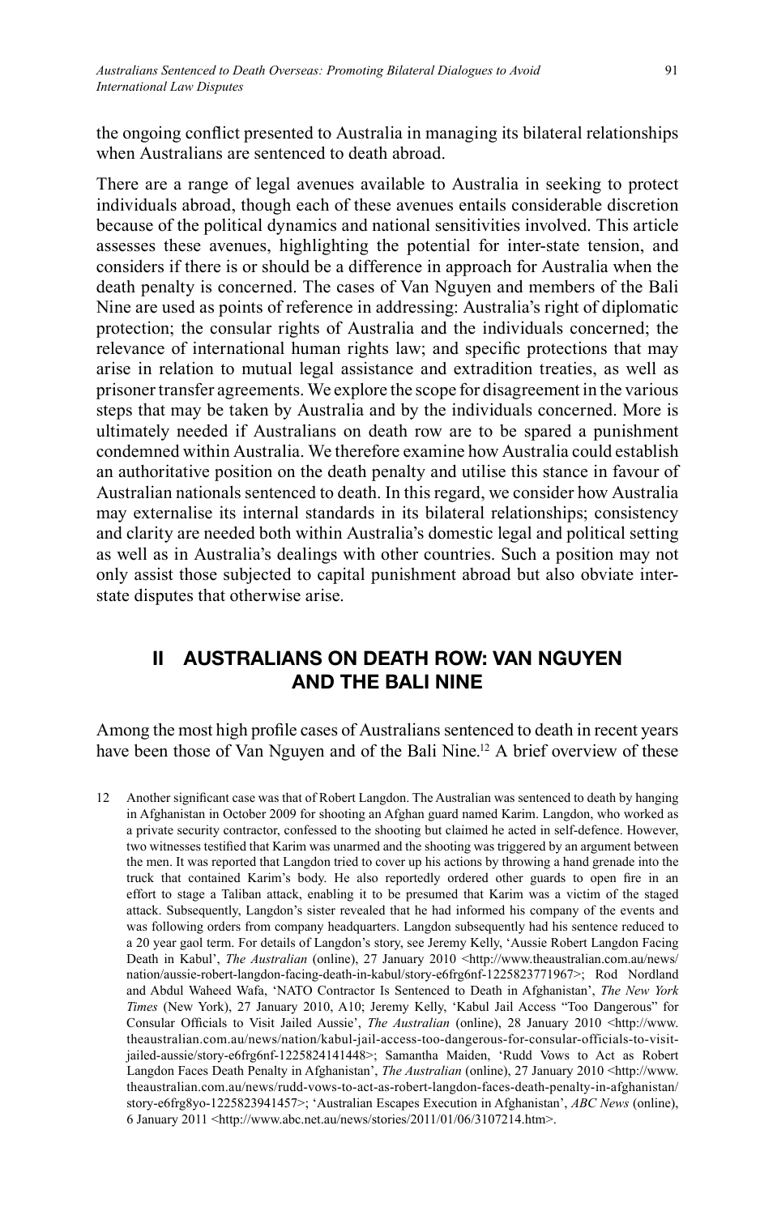the ongoing conflict presented to Australia in managing its bilateral relationships when Australians are sentenced to death abroad.

There are a range of legal avenues available to Australia in seeking to protect individuals abroad, though each of these avenues entails considerable discretion because of the political dynamics and national sensitivities involved. This article assesses these avenues, highlighting the potential for inter-state tension, and considers if there is or should be a difference in approach for Australia when the death penalty is concerned. The cases of Van Nguyen and members of the Bali Nine are used as points of reference in addressing: Australia's right of diplomatic protection; the consular rights of Australia and the individuals concerned; the relevance of international human rights law; and specific protections that may arise in relation to mutual legal assistance and extradition treaties, as well as prisoner transfer agreements. We explore the scope for disagreement in the various steps that may be taken by Australia and by the individuals concerned. More is ultimately needed if Australians on death row are to be spared a punishment condemned within Australia. We therefore examine how Australia could establish an authoritative position on the death penalty and utilise this stance in favour of Australian nationals sentenced to death. In this regard, we consider how Australia may externalise its internal standards in its bilateral relationships; consistency and clarity are needed both within Australia's domestic legal and political setting as well as in Australia's dealings with other countries. Such a position may not only assist those subjected to capital punishment abroad but also obviate inter-state disputes that otherwise arise.

## II AUSTRALIANS ON DEATH ROW: VAN NGUYEN AND THE BALI NINE

Among the most high profile cases of Australians sentenced to death in recent years have been those of Van Nguyen and of the Bali Nine.[12] A brief overview of these

12 Another significant case was that of Robert Langdon. The Australian was sentenced to death by hanging in Afghanistan in October 2009 for shooting an Afghan guard named Karim. Langdon, who worked as a private security contractor, confessed to the shooting but claimed he acted in self-defence. However, two witnesses testified that Karim was unarmed and the shooting was triggered by an argument between the men. It was reported that Langdon tried to cover up his actions by throwing a hand grenade into the truck that contained Karim's body. He also reportedly ordered other guards to open fire in an effort to stage a Taliban attack, enabling it to be presumed that Karim was a victim of the staged attack. Subsequently, Langdon's sister revealed that he had informed his company of the events and was following orders from company headquarters. Langdon subsequently had his sentence reduced to a 20 year gaol term. For details of Langdon's story, see Jeremy Kelly, 'Aussie Robert Langdon Facing Death in Kabul', *The Australian* (online), 27 January 2010 <http://www.theaustralian.com.au/news/nation/aussie-robert-langdon-facing-death-in-kabul/story-e6frg6nf-1225823771967>; Rod Nordland and Abdul Waheed Wafa, 'NATO Contractor Is Sentenced to Death in Afghanistan', *The New York Times* (New York), 27 January 2010, A10; Jeremy Kelly, 'Kabul Jail Access "Too Dangerous" for Consular Officials to Visit Jailed Aussie', *The Australian* (online), 28 January 2010 <http://www.theaustralian.com.au/news/nation/kabul-jail-access-too-dangerous-for-consular-officials-to-visit-jailed-aussie/story-e6frg6nf-1225824141448>; Samantha Maiden, 'Rudd Vows to Act as Robert Langdon Faces Death Penalty in Afghanistan', *The Australian* (online), 27 January 2010 <http://www.theaustralian.com.au/news/rudd-vows-to-act-as-robert-langdon-faces-death-penalty-in-afghanistan/story-e6frg8yo-1225823941457>; 'Australian Escapes Execution in Afghanistan', *ABC News* (online), 6 January 2011 <http://www.abc.net.au/news/stories/2011/01/06/3107214.htm>.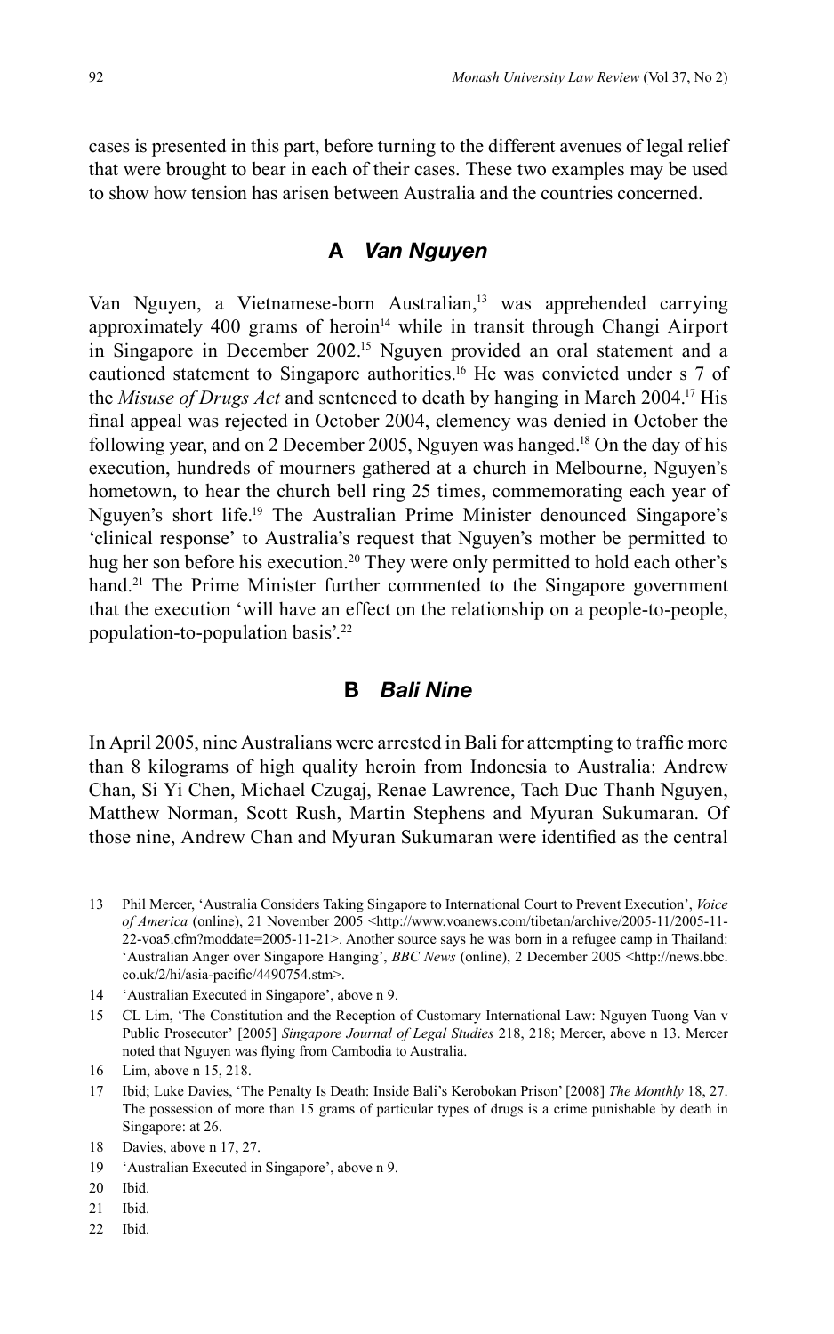cases is presented in this part, before turning to the different avenues of legal relief that were brought to bear in each of their cases. These two examples may be used to show how tension has arisen between Australia and the countries concerned.

### A *Van Nguyen*

Van Nguyen, a Vietnamese-born Australian,[13] was apprehended carrying approximately 400 grams of heroin[14] while in transit through Changi Airport in Singapore in December 2002.[15] Nguyen provided an oral statement and a cautioned statement to Singapore authorities.[16] He was convicted under s 7 of the *Misuse of Drugs Act* and sentenced to death by hanging in March 2004.[17] His final appeal was rejected in October 2004, clemency was denied in October the following year, and on 2 December 2005, Nguyen was hanged.[18] On the day of his execution, hundreds of mourners gathered at a church in Melbourne, Nguyen's hometown, to hear the church bell ring 25 times, commemorating each year of Nguyen's short life.[19] The Australian Prime Minister denounced Singapore's 'clinical response' to Australia's request that Nguyen's mother be permitted to hug her son before his execution.[20] They were only permitted to hold each other's hand.[21] The Prime Minister further commented to the Singapore government that the execution 'will have an effect on the relationship on a people-to-people, population-to-population basis'.[22]

### B *Bali Nine*

In April 2005, nine Australians were arrested in Bali for attempting to traffic more than 8 kilograms of high quality heroin from Indonesia to Australia: Andrew Chan, Si Yi Chen, Michael Czugaj, Renae Lawrence, Tach Duc Thanh Nguyen, Matthew Norman, Scott Rush, Martin Stephens and Myuran Sukumaran. Of those nine, Andrew Chan and Myuran Sukumaran were identified as the central

---

13 Phil Mercer, 'Australia Considers Taking Singapore to International Court to Prevent Execution', *Voice of America* (online), 21 November 2005 <http://www.voanews.com/tibetan/archive/2005-11/2005-11-22-voa5.cfm?moddate=2005-11-21>. Another source says he was born in a refugee camp in Thailand: 'Australian Anger over Singapore Hanging', *BBC News* (online), 2 December 2005 <http://news.bbc.co.uk/2/hi/asia-pacific/4490754.stm>.

14 'Australian Executed in Singapore', above n 9.

15 CL Lim, 'The Constitution and the Reception of Customary International Law: Nguyen Tuong Van v Public Prosecutor' [2005] *Singapore Journal of Legal Studies* 218, 218; Mercer, above n 13. Mercer noted that Nguyen was flying from Cambodia to Australia.

16 Lim, above n 15, 218.

17 Ibid; Luke Davies, 'The Penalty Is Death: Inside Bali's Kerobokan Prison' [2008] *The Monthly* 18, 27. The possession of more than 15 grams of particular types of drugs is a crime punishable by death in Singapore: at 26.

18 Davies, above n 17, 27.

19 'Australian Executed in Singapore', above n 9.

20 Ibid.

21 Ibid.

22 Ibid.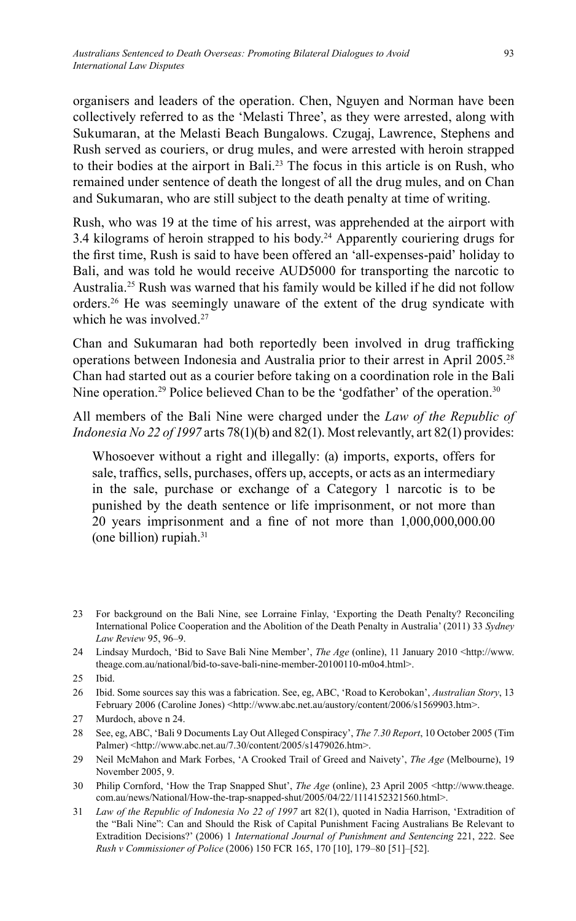organisers and leaders of the operation. Chen, Nguyen and Norman have been collectively referred to as the 'Melasti Three', as they were arrested, along with Sukumaran, at the Melasti Beach Bungalows. Czugaj, Lawrence, Stephens and Rush served as couriers, or drug mules, and were arrested with heroin strapped to their bodies at the airport in Bali.[23] The focus in this article is on Rush, who remained under sentence of death the longest of all the drug mules, and on Chan and Sukumaran, who are still subject to the death penalty at time of writing.

Rush, who was 19 at the time of his arrest, was apprehended at the airport with 3.4 kilograms of heroin strapped to his body.[24] Apparently couriering drugs for the first time, Rush is said to have been offered an 'all-expenses-paid' holiday to Bali, and was told he would receive AUD5000 for transporting the narcotic to Australia.[25] Rush was warned that his family would be killed if he did not follow orders.[26] He was seemingly unaware of the extent of the drug syndicate with which he was involved.[27]

Chan and Sukumaran had both reportedly been involved in drug trafficking operations between Indonesia and Australia prior to their arrest in April 2005.[28] Chan had started out as a courier before taking on a coordination role in the Bali Nine operation.[29] Police believed Chan to be the 'godfather' of the operation.[30]

All members of the Bali Nine were charged under the *Law of the Republic of Indonesia No 22 of 1997* arts 78(1)(b) and 82(1). Most relevantly, art 82(1) provides:

> Whosoever without a right and illegally: (a) imports, exports, offers for sale, traffics, sells, purchases, offers up, accepts, or acts as an intermediary in the sale, purchase or exchange of a Category 1 narcotic is to be punished by the death sentence or life imprisonment, or not more than 20 years imprisonment and a fine of not more than 1,000,000,000.00 (one billion) rupiah.[31]

---

23 For background on the Bali Nine, see Lorraine Finlay, 'Exporting the Death Penalty? Reconciling International Police Cooperation and the Abolition of the Death Penalty in Australia' (2011) 33 *Sydney Law Review* 95, 96–9.

24 Lindsay Murdoch, 'Bid to Save Bali Nine Member', *The Age* (online), 11 January 2010 <http://www.theage.com.au/national/bid-to-save-bali-nine-member-20100110-m0o4.html>.

25 Ibid.

26 Ibid. Some sources say this was a fabrication. See, eg, ABC, 'Road to Kerobokan', *Australian Story*, 13 February 2006 (Caroline Jones) <http://www.abc.net.au/austory/content/2006/s1569903.htm>.

27 Murdoch, above n 24.

28 See, eg, ABC, 'Bali 9 Documents Lay Out Alleged Conspiracy', *The 7.30 Report*, 10 October 2005 (Tim Palmer) <http://www.abc.net.au/7.30/content/2005/s1479026.htm>.

29 Neil McMahon and Mark Forbes, 'A Crooked Trail of Greed and Naivety', *The Age* (Melbourne), 19 November 2005, 9.

30 Philip Cornford, 'How the Trap Snapped Shut', *The Age* (online), 23 April 2005 <http://www.theage.com.au/news/National/How-the-trap-snapped-shut/2005/04/22/1114152321560.html>.

31 *Law of the Republic of Indonesia No 22 of 1997* art 82(1), quoted in Nadia Harrison, 'Extradition of the "Bali Nine": Can and Should the Risk of Capital Punishment Facing Australians Be Relevant to Extradition Decisions?' (2006) 1 *International Journal of Punishment and Sentencing* 221, 222. See *Rush v Commissioner of Police* (2006) 150 FCR 165, 170 [10], 179–80 [51]–[52].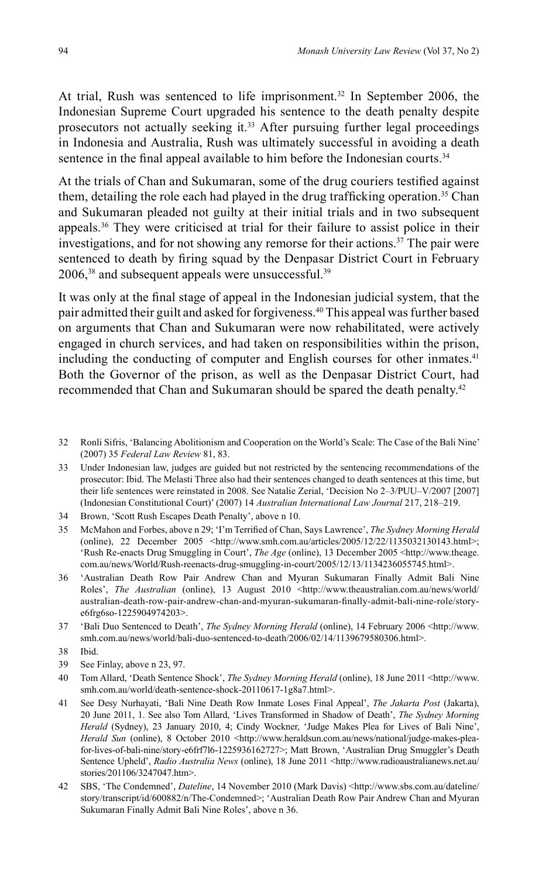At trial, Rush was sentenced to life imprisonment.[32] In September 2006, the Indonesian Supreme Court upgraded his sentence to the death penalty despite prosecutors not actually seeking it.[33] After pursuing further legal proceedings in Indonesia and Australia, Rush was ultimately successful in avoiding a death sentence in the final appeal available to him before the Indonesian courts.[34]

At the trials of Chan and Sukumaran, some of the drug couriers testified against them, detailing the role each had played in the drug trafficking operation.[35] Chan and Sukumaran pleaded not guilty at their initial trials and in two subsequent appeals.[36] They were criticised at trial for their failure to assist police in their investigations, and for not showing any remorse for their actions.[37] The pair were sentenced to death by firing squad by the Denpasar District Court in February 2006,[38] and subsequent appeals were unsuccessful.[39]

It was only at the final stage of appeal in the Indonesian judicial system, that the pair admitted their guilt and asked for forgiveness.[40] This appeal was further based on arguments that Chan and Sukumaran were now rehabilitated, were actively engaged in church services, and had taken on responsibilities within the prison, including the conducting of computer and English courses for other inmates.[41] Both the Governor of the prison, as well as the Denpasar District Court, had recommended that Chan and Sukumaran should be spared the death penalty.[42]

---

32 Ronli Sifris, 'Balancing Abolitionism and Cooperation on the World's Scale: The Case of the Bali Nine' (2007) 35 *Federal Law Review* 81, 83.

33 Under Indonesian law, judges are guided but not restricted by the sentencing recommendations of the prosecutor: Ibid. The Melasti Three also had their sentences changed to death sentences at this time, but their life sentences were reinstated in 2008. See Natalie Zerial, 'Decision No 2–3/PUU–V/2007 [2007] (Indonesian Constitutional Court)' (2007) 14 *Australian International Law Journal* 217, 218–219.

34 Brown, 'Scott Rush Escapes Death Penalty', above n 10.

35 McMahon and Forbes, above n 29; 'I'm Terrified of Chan, Says Lawrence', *The Sydney Morning Herald* (online), 22 December 2005 <http://www.smh.com.au/articles/2005/12/22/1135032130143.html>; 'Rush Re-enacts Drug Smuggling in Court', *The Age* (online), 13 December 2005 <http://www.theage.com.au/news/World/Rush-reenacts-drug-smuggling-in-court/2005/12/13/1134236055745.html>.

36 'Australian Death Row Pair Andrew Chan and Myuran Sukumaran Finally Admit Bali Nine Roles', *The Australian* (online), 13 August 2010 <http://www.theaustralian.com.au/news/world/australian-death-row-pair-andrew-chan-and-myuran-sukumaran-finally-admit-bali-nine-role/story-e6frg6so-1225904974203>.

37 'Bali Duo Sentenced to Death', *The Sydney Morning Herald* (online), 14 February 2006 <http://www.smh.com.au/news/world/bali-duo-sentenced-to-death/2006/02/14/1139679580306.html>.

38 Ibid.

39 See Finlay, above n 23, 97.

40 Tom Allard, 'Death Sentence Shock', *The Sydney Morning Herald* (online), 18 June 2011 <http://www.smh.com.au/world/death-sentence-shock-20110617-1g8a7.html>.

41 See Desy Nurhayati, 'Bali Nine Death Row Inmate Loses Final Appeal', *The Jakarta Post* (Jakarta), 20 June 2011, 1. See also Tom Allard, 'Lives Transformed in Shadow of Death', *The Sydney Morning Herald* (Sydney), 23 January 2010, 4; Cindy Wockner, 'Judge Makes Plea for Lives of Bali Nine', *Herald Sun* (online), 8 October 2010 <http://www.heraldsun.com.au/news/national/judge-makes-plea-for-lives-of-bali-nine/story-e6frf7l6-1225936162727>; Matt Brown, 'Australian Drug Smuggler's Death Sentence Upheld', *Radio Australia News* (online), 18 June 2011 <http://www.radioaustralianews.net.au/stories/201106/3247047.htm>.

42 SBS, 'The Condemned', *Dateline*, 14 November 2010 (Mark Davis) <http://www.sbs.com.au/dateline/story/transcript/id/600882/n/The-Condemned>; 'Australian Death Row Pair Andrew Chan and Myuran Sukumaran Finally Admit Bali Nine Roles', above n 36.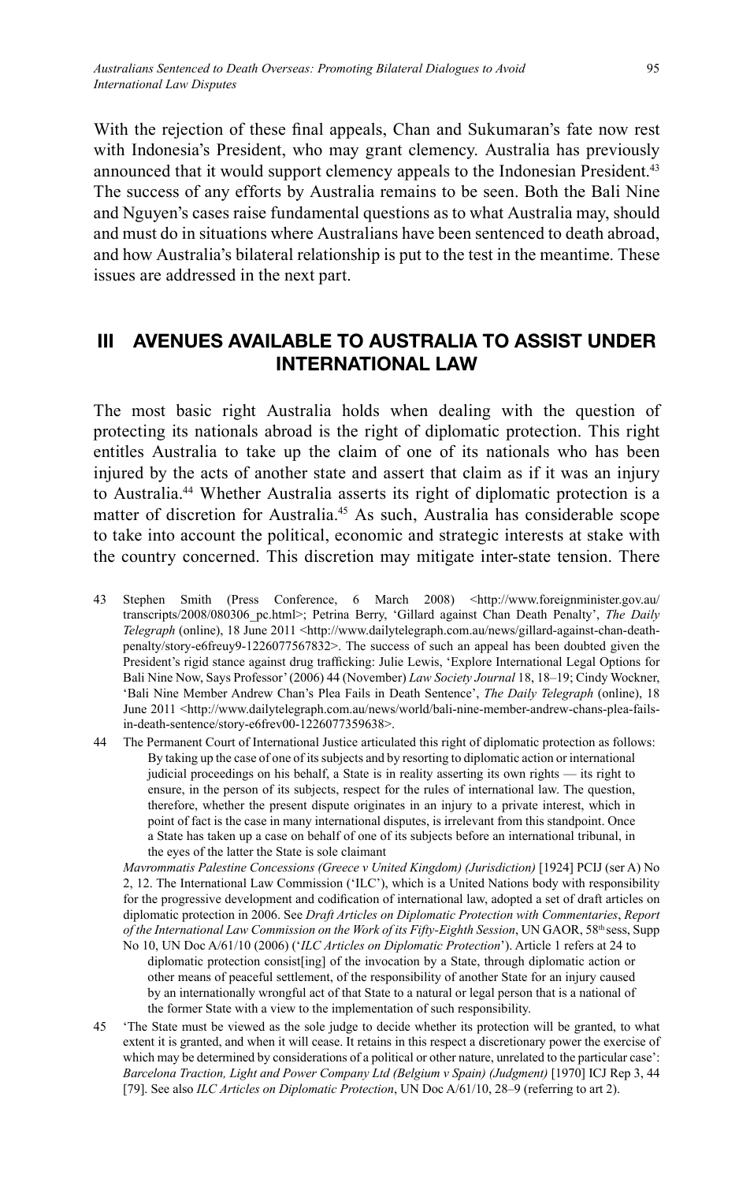With the rejection of these final appeals, Chan and Sukumaran's fate now rest with Indonesia's President, who may grant clemency. Australia has previously announced that it would support clemency appeals to the Indonesian President.[43] The success of any efforts by Australia remains to be seen. Both the Bali Nine and Nguyen's cases raise fundamental questions as to what Australia may, should and must do in situations where Australians have been sentenced to death abroad, and how Australia's bilateral relationship is put to the test in the meantime. These issues are addressed in the next part.

## III AVENUES AVAILABLE TO AUSTRALIA TO ASSIST UNDER INTERNATIONAL LAW

The most basic right Australia holds when dealing with the question of protecting its nationals abroad is the right of diplomatic protection. This right entitles Australia to take up the claim of one of its nationals who has been injured by the acts of another state and assert that claim as if it was an injury to Australia.[44] Whether Australia asserts its right of diplomatic protection is a matter of discretion for Australia.[45] As such, Australia has considerable scope to take into account the political, economic and strategic interests at stake with the country concerned. This discretion may mitigate inter-state tension. There

43 Stephen Smith (Press Conference, 6 March 2008) <http://www.foreignminister.gov.au/transcripts/2008/080306_pc.html>; Petrina Berry, 'Gillard against Chan Death Penalty', *The Daily Telegraph* (online), 18 June 2011 <http://www.dailytelegraph.com.au/news/gillard-against-chan-death-penalty/story-e6freuy9-1226077567832>. The success of such an appeal has been doubted given the President's rigid stance against drug trafficking: Julie Lewis, 'Explore International Legal Options for Bali Nine Now, Says Professor' (2006) 44 (November) *Law Society Journal* 18, 18–19; Cindy Wockner, 'Bali Nine Member Andrew Chan's Plea Fails in Death Sentence', *The Daily Telegraph* (online), 18 June 2011 <http://www.dailytelegraph.com.au/news/world/bali-nine-member-andrew-chans-plea-fails-in-death-sentence/story-e6frev00-1226077359638>.

44 The Permanent Court of International Justice articulated this right of diplomatic protection as follows:

> By taking up the case of one of its subjects and by resorting to diplomatic action or international judicial proceedings on his behalf, a State is in reality asserting its own rights — its right to ensure, in the person of its subjects, respect for the rules of international law. The question, therefore, whether the present dispute originates in an injury to a private interest, which in point of fact is the case in many international disputes, is irrelevant from this standpoint. Once a State has taken up a case on behalf of one of its subjects before an international tribunal, in the eyes of the latter the State is sole claimant

*Mavrommatis Palestine Concessions (Greece v United Kingdom) (Jurisdiction)* [1924] PCIJ (ser A) No 2, 12. The International Law Commission ('ILC'), which is a United Nations body with responsibility for the progressive development and codification of international law, adopted a set of draft articles on diplomatic protection in 2006. See *Draft Articles on Diplomatic Protection with Commentaries*, *Report of the International Law Commission on the Work of its Fifty-Eighth Session*, UN GAOR, 58th sess, Supp No 10, UN Doc A/61/10 (2006) ('*ILC Articles on Diplomatic Protection*'). Article 1 refers at 24 to

> diplomatic protection consist[ing] of the invocation by a State, through diplomatic action or other means of peaceful settlement, of the responsibility of another State for an injury caused by an internationally wrongful act of that State to a natural or legal person that is a national of the former State with a view to the implementation of such responsibility.

45 'The State must be viewed as the sole judge to decide whether its protection will be granted, to what extent it is granted, and when it will cease. It retains in this respect a discretionary power the exercise of which may be determined by considerations of a political or other nature, unrelated to the particular case': *Barcelona Traction, Light and Power Company Ltd (Belgium v Spain) (Judgment)* [1970] ICJ Rep 3, 44 [79]. See also *ILC Articles on Diplomatic Protection*, UN Doc A/61/10, 28–9 (referring to art 2).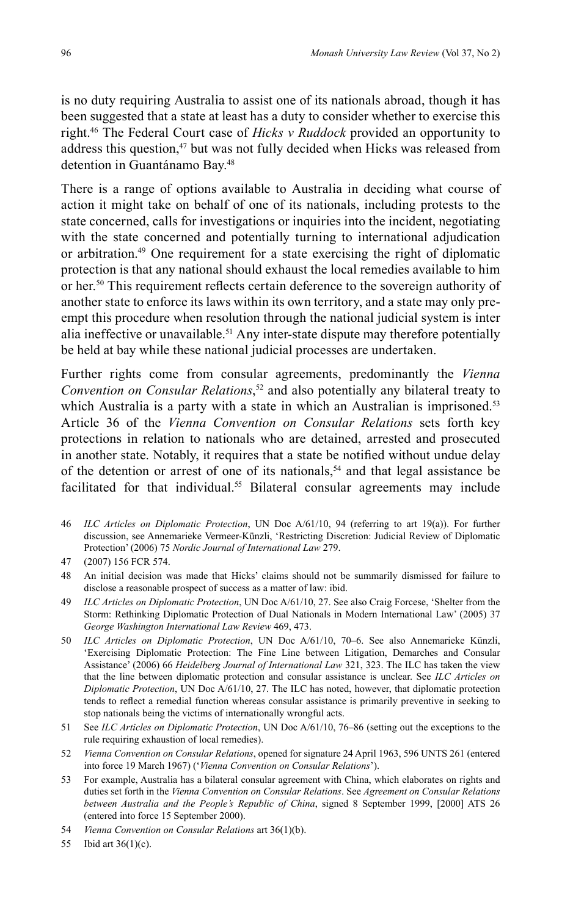is no duty requiring Australia to assist one of its nationals abroad, though it has been suggested that a state at least has a duty to consider whether to exercise this right.[46] The Federal Court case of *Hicks v Ruddock* provided an opportunity to address this question,[47] but was not fully decided when Hicks was released from detention in Guantánamo Bay.[48]

There is a range of options available to Australia in deciding what course of action it might take on behalf of one of its nationals, including protests to the state concerned, calls for investigations or inquiries into the incident, negotiating with the state concerned and potentially turning to international adjudication or arbitration.[49] One requirement for a state exercising the right of diplomatic protection is that any national should exhaust the local remedies available to him or her.[50] This requirement reflects certain deference to the sovereign authority of another state to enforce its laws within its own territory, and a state may only pre-empt this procedure when resolution through the national judicial system is inter alia ineffective or unavailable.[51] Any inter-state dispute may therefore potentially be held at bay while these national judicial processes are undertaken.

Further rights come from consular agreements, predominantly the *Vienna Convention on Consular Relations*,[52] and also potentially any bilateral treaty to which Australia is a party with a state in which an Australian is imprisoned.[53] Article 36 of the *Vienna Convention on Consular Relations* sets forth key protections in relation to nationals who are detained, arrested and prosecuted in another state. Notably, it requires that a state be notified without undue delay of the detention or arrest of one of its nationals,[54] and that legal assistance be facilitated for that individual.[55] Bilateral consular agreements may include

46 *ILC Articles on Diplomatic Protection*, UN Doc A/61/10, 94 (referring to art 19(a)). For further discussion, see Annemarieke Vermeer-Künzli, 'Restricting Discretion: Judicial Review of Diplomatic Protection' (2006) 75 *Nordic Journal of International Law* 279.

47 (2007) 156 FCR 574.

48 An initial decision was made that Hicks' claims should not be summarily dismissed for failure to disclose a reasonable prospect of success as a matter of law: ibid.

49 *ILC Articles on Diplomatic Protection*, UN Doc A/61/10, 27. See also Craig Forcese, 'Shelter from the Storm: Rethinking Diplomatic Protection of Dual Nationals in Modern International Law' (2005) 37 *George Washington International Law Review* 469, 473.

50 *ILC Articles on Diplomatic Protection*, UN Doc A/61/10, 70–6. See also Annemarieke Künzli, 'Exercising Diplomatic Protection: The Fine Line between Litigation, Demarches and Consular Assistance' (2006) 66 *Heidelberg Journal of International Law* 321, 323. The ILC has taken the view that the line between diplomatic protection and consular assistance is unclear. See *ILC Articles on Diplomatic Protection*, UN Doc A/61/10, 27. The ILC has noted, however, that diplomatic protection tends to reflect a remedial function whereas consular assistance is primarily preventive in seeking to stop nationals being the victims of internationally wrongful acts.

51 See *ILC Articles on Diplomatic Protection*, UN Doc A/61/10, 76–86 (setting out the exceptions to the rule requiring exhaustion of local remedies).

52 *Vienna Convention on Consular Relations*, opened for signature 24 April 1963, 596 UNTS 261 (entered into force 19 March 1967) ('*Vienna Convention on Consular Relations*').

53 For example, Australia has a bilateral consular agreement with China, which elaborates on rights and duties set forth in the *Vienna Convention on Consular Relations*. See *Agreement on Consular Relations between Australia and the People's Republic of China*, signed 8 September 1999, [2000] ATS 26 (entered into force 15 September 2000).

54 *Vienna Convention on Consular Relations* art 36(1)(b).

55 Ibid art 36(1)(c).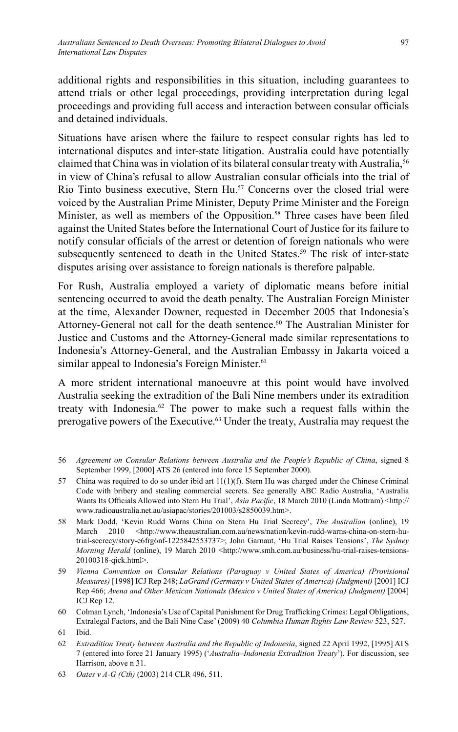additional rights and responsibilities in this situation, including guarantees to attend trials or other legal proceedings, providing interpretation during legal proceedings and providing full access and interaction between consular officials and detained individuals.

Situations have arisen where the failure to respect consular rights has led to international disputes and inter-state litigation. Australia could have potentially claimed that China was in violation of its bilateral consular treaty with Australia,[56] in view of China's refusal to allow Australian consular officials into the trial of Rio Tinto business executive, Stern Hu.[57] Concerns over the closed trial were voiced by the Australian Prime Minister, Deputy Prime Minister and the Foreign Minister, as well as members of the Opposition.[58] Three cases have been filed against the United States before the International Court of Justice for its failure to notify consular officials of the arrest or detention of foreign nationals who were subsequently sentenced to death in the United States.[59] The risk of inter-state disputes arising over assistance to foreign nationals is therefore palpable.

For Rush, Australia employed a variety of diplomatic means before initial sentencing occurred to avoid the death penalty. The Australian Foreign Minister at the time, Alexander Downer, requested in December 2005 that Indonesia's Attorney-General not call for the death sentence.[60] The Australian Minister for Justice and Customs and the Attorney-General made similar representations to Indonesia's Attorney-General, and the Australian Embassy in Jakarta voiced a similar appeal to Indonesia's Foreign Minister.[61]

A more strident international manoeuvre at this point would have involved Australia seeking the extradition of the Bali Nine members under its extradition treaty with Indonesia.[62] The power to make such a request falls within the prerogative powers of the Executive.[63] Under the treaty, Australia may request the

56 *Agreement on Consular Relations between Australia and the People's Republic of China*, signed 8 September 1999, [2000] ATS 26 (entered into force 15 September 2000).

57 China was required to do so under ibid art 11(1)(f). Stern Hu was charged under the Chinese Criminal Code with bribery and stealing commercial secrets. See generally ABC Radio Australia, 'Australia Wants Its Officials Allowed into Stern Hu Trial', *Asia Pacific*, 18 March 2010 (Linda Mottram) <http://www.radioaustralia.net.au/asiapac/stories/201003/s2850039.htm>.

58 Mark Dodd, 'Kevin Rudd Warns China on Stern Hu Trial Secrecy', *The Australian* (online), 19 March 2010 <http://www.theaustralian.com.au/news/nation/kevin-rudd-warns-china-on-stern-hu-trial-secrecy/story-e6frg6nf-1225842553737>; John Garnaut, 'Hu Trial Raises Tensions', *The Sydney Morning Herald* (online), 19 March 2010 <http://www.smh.com.au/business/hu-trial-raises-tensions-20100318-qick.html>.

59 *Vienna Convention on Consular Relations (Paraguay v United States of America) (Provisional Measures)* [1998] ICJ Rep 248; *LaGrand (Germany v United States of America) (Judgment)* [2001] ICJ Rep 466; *Avena and Other Mexican Nationals (Mexico v United States of America) (Judgment)* [2004] ICJ Rep 12.

60 Colman Lynch, 'Indonesia's Use of Capital Punishment for Drug Trafficking Crimes: Legal Obligations, Extralegal Factors, and the Bali Nine Case' (2009) 40 *Columbia Human Rights Law Review* 523, 527.

61 Ibid.

62 *Extradition Treaty between Australia and the Republic of Indonesia*, signed 22 April 1992, [1995] ATS 7 (entered into force 21 January 1995) ('*Australia–Indonesia Extradition Treaty*'). For discussion, see Harrison, above n 31.

63 *Oates v A-G (Cth)* (2003) 214 CLR 496, 511.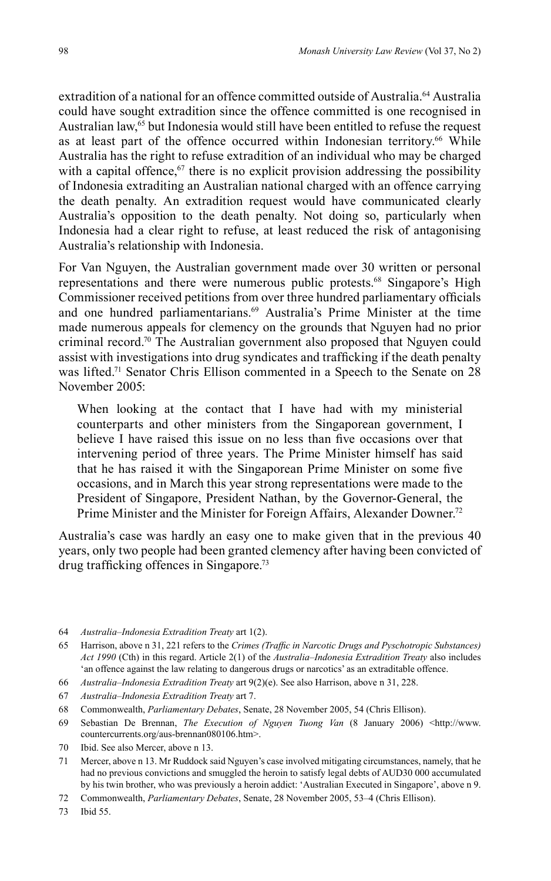extradition of a national for an offence committed outside of Australia.[64] Australia could have sought extradition since the offence committed is one recognised in Australian law,[65] but Indonesia would still have been entitled to refuse the request as at least part of the offence occurred within Indonesian territory.[66] While Australia has the right to refuse extradition of an individual who may be charged with a capital offence,[67] there is no explicit provision addressing the possibility of Indonesia extraditing an Australian national charged with an offence carrying the death penalty. An extradition request would have communicated clearly Australia's opposition to the death penalty. Not doing so, particularly when Indonesia had a clear right to refuse, at least reduced the risk of antagonising Australia's relationship with Indonesia.

For Van Nguyen, the Australian government made over 30 written or personal representations and there were numerous public protests.[68] Singapore's High Commissioner received petitions from over three hundred parliamentary officials and one hundred parliamentarians.[69] Australia's Prime Minister at the time made numerous appeals for clemency on the grounds that Nguyen had no prior criminal record.[70] The Australian government also proposed that Nguyen could assist with investigations into drug syndicates and trafficking if the death penalty was lifted.[71] Senator Chris Ellison commented in a Speech to the Senate on 28 November 2005:

> When looking at the contact that I have had with my ministerial counterparts and other ministers from the Singaporean government, I believe I have raised this issue on no less than five occasions over that intervening period of three years. The Prime Minister himself has said that he has raised it with the Singaporean Prime Minister on some five occasions, and in March this year strong representations were made to the President of Singapore, President Nathan, by the Governor-General, the Prime Minister and the Minister for Foreign Affairs, Alexander Downer.[72]

Australia's case was hardly an easy one to make given that in the previous 40 years, only two people had been granted clemency after having been convicted of drug trafficking offences in Singapore.[73]

---

64 *Australia–Indonesia Extradition Treaty* art 1(2).

65 Harrison, above n 31, 221 refers to the *Crimes (Traffic in Narcotic Drugs and Pyschotropic Substances) Act 1990* (Cth) in this regard. Article 2(1) of the *Australia–Indonesia Extradition Treaty* also includes 'an offence against the law relating to dangerous drugs or narcotics' as an extraditable offence.

66 *Australia–Indonesia Extradition Treaty* art 9(2)(e). See also Harrison, above n 31, 228.

67 *Australia–Indonesia Extradition Treaty* art 7.

68 Commonwealth, *Parliamentary Debates*, Senate, 28 November 2005, 54 (Chris Ellison).

69 Sebastian De Brennan, *The Execution of Nguyen Tuong Van* (8 January 2006) <http://www.countercurrents.org/aus-brennan080106.htm>.

70 Ibid. See also Mercer, above n 13.

71 Mercer, above n 13. Mr Ruddock said Nguyen's case involved mitigating circumstances, namely, that he had no previous convictions and smuggled the heroin to satisfy legal debts of AUD30 000 accumulated by his twin brother, who was previously a heroin addict: 'Australian Executed in Singapore', above n 9.

72 Commonwealth, *Parliamentary Debates*, Senate, 28 November 2005, 53–4 (Chris Ellison).

73 Ibid 55.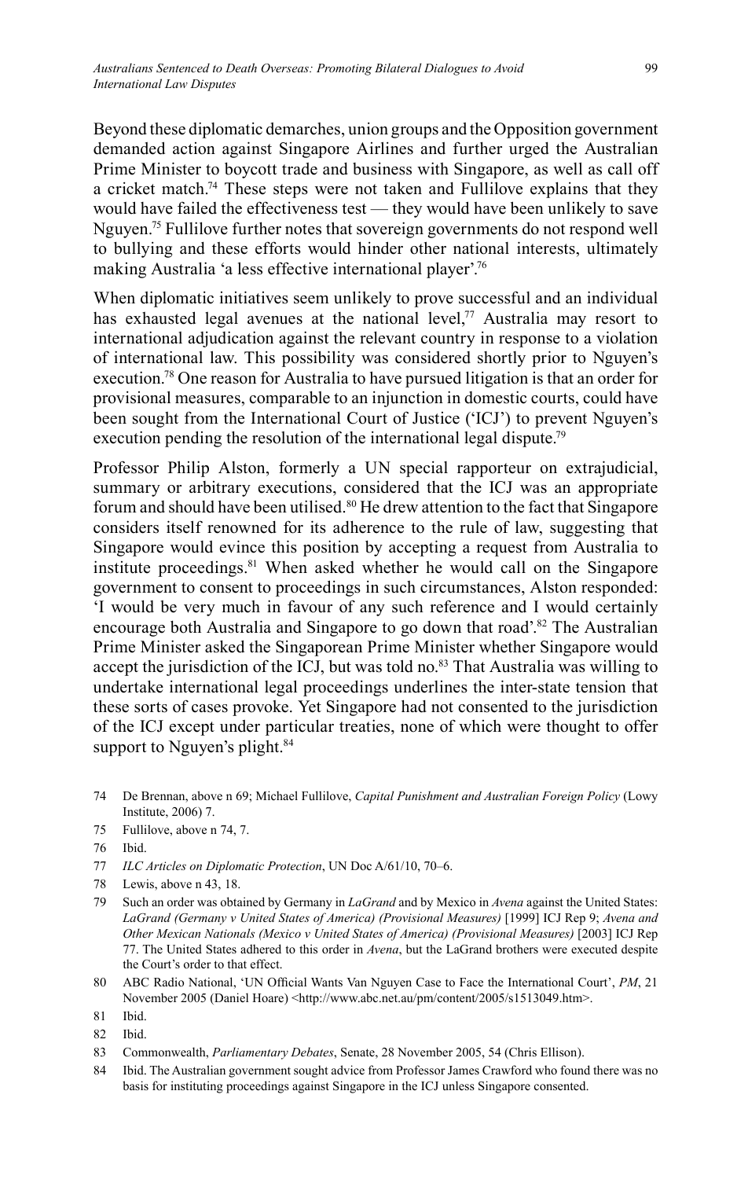Beyond these diplomatic demarches, union groups and the Opposition government demanded action against Singapore Airlines and further urged the Australian Prime Minister to boycott trade and business with Singapore, as well as call off a cricket match.[74] These steps were not taken and Fullilove explains that they would have failed the effectiveness test — they would have been unlikely to save Nguyen.[75] Fullilove further notes that sovereign governments do not respond well to bullying and these efforts would hinder other national interests, ultimately making Australia 'a less effective international player'.[76]

When diplomatic initiatives seem unlikely to prove successful and an individual has exhausted legal avenues at the national level,[77] Australia may resort to international adjudication against the relevant country in response to a violation of international law. This possibility was considered shortly prior to Nguyen's execution.[78] One reason for Australia to have pursued litigation is that an order for provisional measures, comparable to an injunction in domestic courts, could have been sought from the International Court of Justice ('ICJ') to prevent Nguyen's execution pending the resolution of the international legal dispute.[79]

Professor Philip Alston, formerly a UN special rapporteur on extrajudicial, summary or arbitrary executions, considered that the ICJ was an appropriate forum and should have been utilised.[80] He drew attention to the fact that Singapore considers itself renowned for its adherence to the rule of law, suggesting that Singapore would evince this position by accepting a request from Australia to institute proceedings.[81] When asked whether he would call on the Singapore government to consent to proceedings in such circumstances, Alston responded: 'I would be very much in favour of any such reference and I would certainly encourage both Australia and Singapore to go down that road'.[82] The Australian Prime Minister asked the Singaporean Prime Minister whether Singapore would accept the jurisdiction of the ICJ, but was told no.[83] That Australia was willing to undertake international legal proceedings underlines the inter-state tension that these sorts of cases provoke. Yet Singapore had not consented to the jurisdiction of the ICJ except under particular treaties, none of which were thought to offer support to Nguyen's plight.[84]

---

74 De Brennan, above n 69; Michael Fullilove, *Capital Punishment and Australian Foreign Policy* (Lowy Institute, 2006) 7.

75 Fullilove, above n 74, 7.

76 Ibid.

77 *ILC Articles on Diplomatic Protection*, UN Doc A/61/10, 70–6.

78 Lewis, above n 43, 18.

79 Such an order was obtained by Germany in *LaGrand* and by Mexico in *Avena* against the United States: *LaGrand (Germany v United States of America) (Provisional Measures)* [1999] ICJ Rep 9; *Avena and Other Mexican Nationals (Mexico v United States of America) (Provisional Measures)* [2003] ICJ Rep 77. The United States adhered to this order in *Avena*, but the LaGrand brothers were executed despite the Court's order to that effect.

80 ABC Radio National, 'UN Official Wants Van Nguyen Case to Face the International Court', *PM*, 21 November 2005 (Daniel Hoare) <http://www.abc.net.au/pm/content/2005/s1513049.htm>.

81 Ibid.

82 Ibid.

83 Commonwealth, *Parliamentary Debates*, Senate, 28 November 2005, 54 (Chris Ellison).

84 Ibid. The Australian government sought advice from Professor James Crawford who found there was no basis for instituting proceedings against Singapore in the ICJ unless Singapore consented.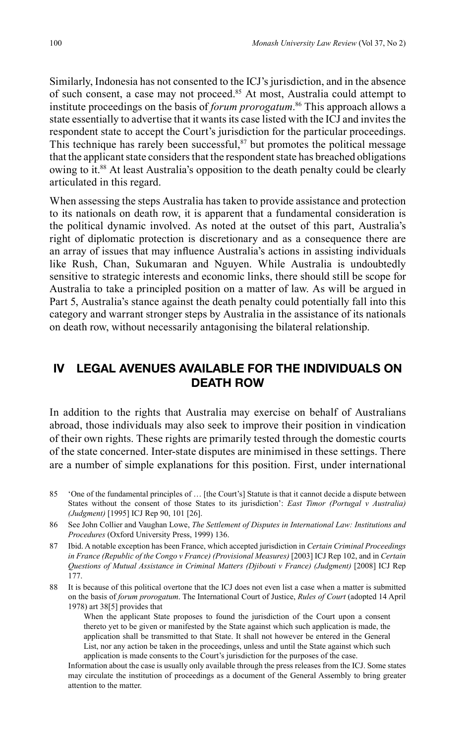Similarly, Indonesia has not consented to the ICJ's jurisdiction, and in the absence of such consent, a case may not proceed.[85] At most, Australia could attempt to institute proceedings on the basis of *forum prorogatum*.[86] This approach allows a state essentially to advertise that it wants its case listed with the ICJ and invites the respondent state to accept the Court's jurisdiction for the particular proceedings. This technique has rarely been successful,[87] but promotes the political message that the applicant state considers that the respondent state has breached obligations owing to it.[88] At least Australia's opposition to the death penalty could be clearly articulated in this regard.

When assessing the steps Australia has taken to provide assistance and protection to its nationals on death row, it is apparent that a fundamental consideration is the political dynamic involved. As noted at the outset of this part, Australia's right of diplomatic protection is discretionary and as a consequence there are an array of issues that may influence Australia's actions in assisting individuals like Rush, Chan, Sukumaran and Nguyen. While Australia is undoubtedly sensitive to strategic interests and economic links, there should still be scope for Australia to take a principled position on a matter of law. As will be argued in Part 5, Australia's stance against the death penalty could potentially fall into this category and warrant stronger steps by Australia in the assistance of its nationals on death row, without necessarily antagonising the bilateral relationship.

## IV LEGAL AVENUES AVAILABLE FOR THE INDIVIDUALS ON DEATH ROW

In addition to the rights that Australia may exercise on behalf of Australians abroad, those individuals may also seek to improve their position in vindication of their own rights. These rights are primarily tested through the domestic courts of the state concerned. Inter-state disputes are minimised in these settings. There are a number of simple explanations for this position. First, under international

---

85 'One of the fundamental principles of … [the Court's] Statute is that it cannot decide a dispute between States without the consent of those States to its jurisdiction': *East Timor (Portugal v Australia) (Judgment)* [1995] ICJ Rep 90, 101 [26].

86 See John Collier and Vaughan Lowe, *The Settlement of Disputes in International Law: Institutions and Procedures* (Oxford University Press, 1999) 136.

87 Ibid. A notable exception has been France, which accepted jurisdiction in *Certain Criminal Proceedings in France (Republic of the Congo v France) (Provisional Measures)* [2003] ICJ Rep 102, and in *Certain Questions of Mutual Assistance in Criminal Matters (Djibouti v France) (Judgment)* [2008] ICJ Rep 177.

88 It is because of this political overtone that the ICJ does not even list a case when a matter is submitted on the basis of *forum prorogatum*. The International Court of Justice, *Rules of Court* (adopted 14 April 1978) art 38[5] provides that

> When the applicant State proposes to found the jurisdiction of the Court upon a consent thereto yet to be given or manifested by the State against which such application is made, the application shall be transmitted to that State. It shall not however be entered in the General List, nor any action be taken in the proceedings, unless and until the State against which such application is made consents to the Court's jurisdiction for the purposes of the case.

Information about the case is usually only available through the press releases from the ICJ. Some states may circulate the institution of proceedings as a document of the General Assembly to bring greater attention to the matter.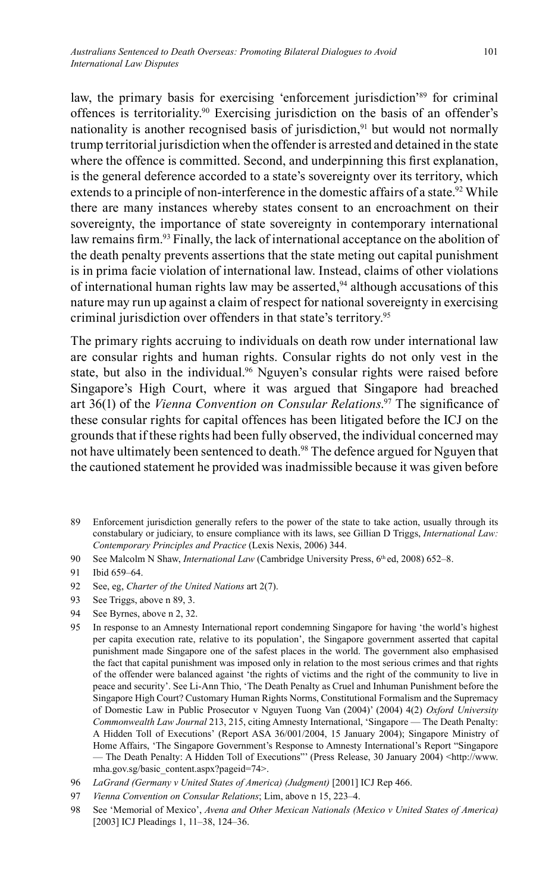law, the primary basis for exercising 'enforcement jurisdiction'[89] for criminal offences is territoriality.[90] Exercising jurisdiction on the basis of an offender's nationality is another recognised basis of jurisdiction,[91] but would not normally trump territorial jurisdiction when the offender is arrested and detained in the state where the offence is committed. Second, and underpinning this first explanation, is the general deference accorded to a state's sovereignty over its territory, which extends to a principle of non-interference in the domestic affairs of a state.[92] While there are many instances whereby states consent to an encroachment on their sovereignty, the importance of state sovereignty in contemporary international law remains firm.[93] Finally, the lack of international acceptance on the abolition of the death penalty prevents assertions that the state meting out capital punishment is in prima facie violation of international law. Instead, claims of other violations of international human rights law may be asserted,[94] although accusations of this nature may run up against a claim of respect for national sovereignty in exercising criminal jurisdiction over offenders in that state's territory.[95]

The primary rights accruing to individuals on death row under international law are consular rights and human rights. Consular rights do not only vest in the state, but also in the individual.[96] Nguyen's consular rights were raised before Singapore's High Court, where it was argued that Singapore had breached art 36(1) of the *Vienna Convention on Consular Relations*.[97] The significance of these consular rights for capital offences has been litigated before the ICJ on the grounds that if these rights had been fully observed, the individual concerned may not have ultimately been sentenced to death.[98] The defence argued for Nguyen that the cautioned statement he provided was inadmissible because it was given before

89 Enforcement jurisdiction generally refers to the power of the state to take action, usually through its constabulary or judiciary, to ensure compliance with its laws, see Gillian D Triggs, *International Law: Contemporary Principles and Practice* (Lexis Nexis, 2006) 344.

90 See Malcolm N Shaw, *International Law* (Cambridge University Press, 6th ed, 2008) 652–8.

91 Ibid 659–64.

92 See, eg, *Charter of the United Nations* art 2(7).

93 See Triggs, above n 89, 3.

94 See Byrnes, above n 2, 32.

95 In response to an Amnesty International report condemning Singapore for having 'the world's highest per capita execution rate, relative to its population', the Singapore government asserted that capital punishment made Singapore one of the safest places in the world. The government also emphasised the fact that capital punishment was imposed only in relation to the most serious crimes and that rights of the offender were balanced against 'the rights of victims and the right of the community to live in peace and security'. See Li-Ann Thio, 'The Death Penalty as Cruel and Inhuman Punishment before the Singapore High Court? Customary Human Rights Norms, Constitutional Formalism and the Supremacy of Domestic Law in Public Prosecutor v Nguyen Tuong Van (2004)' (2004) 4(2) *Oxford University Commonwealth Law Journal* 213, 215, citing Amnesty International, 'Singapore — The Death Penalty: A Hidden Toll of Executions' (Report ASA 36/001/2004, 15 January 2004); Singapore Ministry of Home Affairs, 'The Singapore Government's Response to Amnesty International's Report "Singapore — The Death Penalty: A Hidden Toll of Executions"' (Press Release, 30 January 2004) <http://www.mha.gov.sg/basic_content.aspx?pageid=74>.

96 *LaGrand (Germany v United States of America) (Judgment)* [2001] ICJ Rep 466.

97 *Vienna Convention on Consular Relations*; Lim, above n 15, 223–4.

98 See 'Memorial of Mexico', *Avena and Other Mexican Nationals (Mexico v United States of America)* [2003] ICJ Pleadings 1, 11–38, 124–36.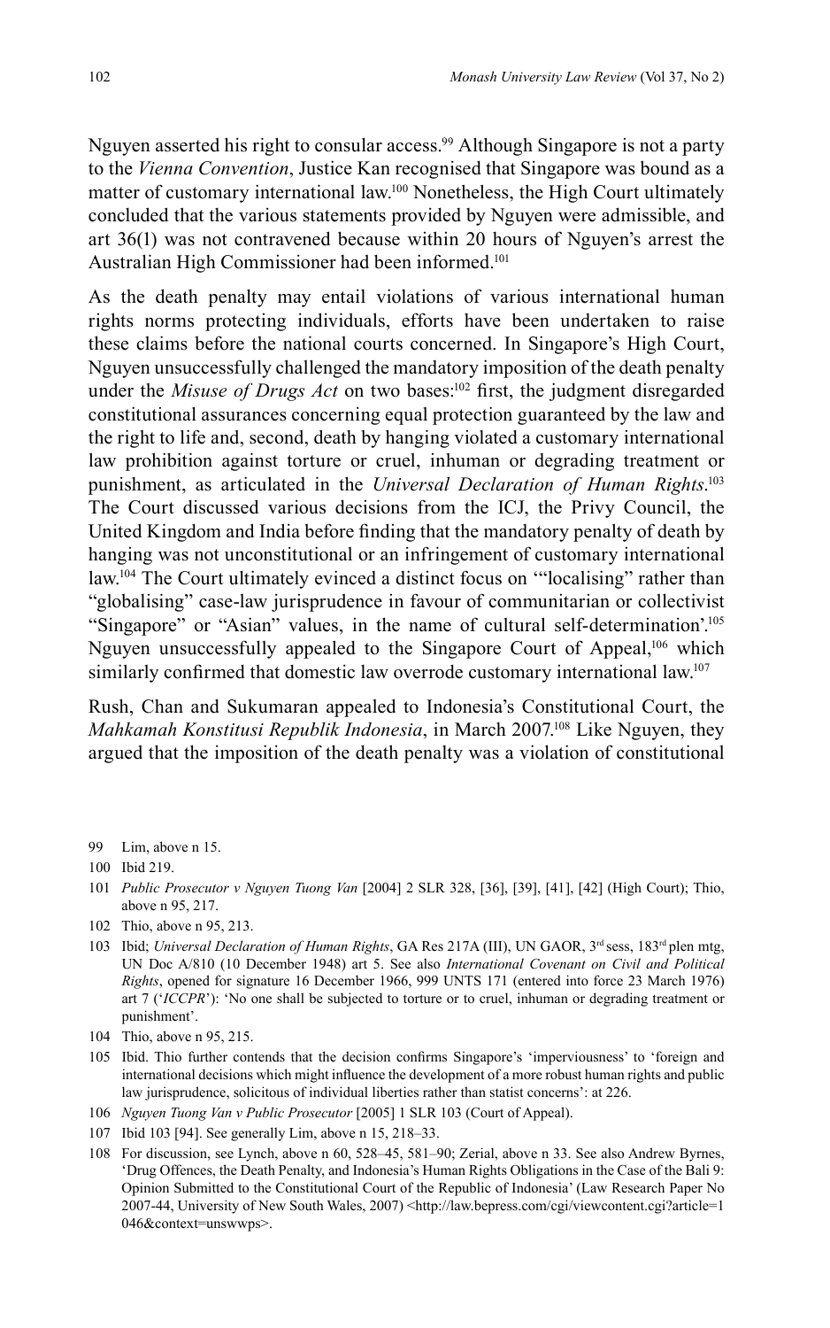Nguyen asserted his right to consular access.[99] Although Singapore is not a party to the *Vienna Convention*, Justice Kan recognised that Singapore was bound as a matter of customary international law.[100] Nonetheless, the High Court ultimately concluded that the various statements provided by Nguyen were admissible, and art 36(1) was not contravened because within 20 hours of Nguyen's arrest the Australian High Commissioner had been informed.[101]

As the death penalty may entail violations of various international human rights norms protecting individuals, efforts have been undertaken to raise these claims before the national courts concerned. In Singapore's High Court, Nguyen unsuccessfully challenged the mandatory imposition of the death penalty under the *Misuse of Drugs Act* on two bases:[102] first, the judgment disregarded constitutional assurances concerning equal protection guaranteed by the law and the right to life and, second, death by hanging violated a customary international law prohibition against torture or cruel, inhuman or degrading treatment or punishment, as articulated in the *Universal Declaration of Human Rights*.[103] The Court discussed various decisions from the ICJ, the Privy Council, the United Kingdom and India before finding that the mandatory penalty of death by hanging was not unconstitutional or an infringement of customary international law.[104] The Court ultimately evinced a distinct focus on '"localising" rather than "globalising" case-law jurisprudence in favour of communitarian or collectivist "Singapore" or "Asian" values, in the name of cultural self-determination'.[105] Nguyen unsuccessfully appealed to the Singapore Court of Appeal,[106] which similarly confirmed that domestic law overrode customary international law.[107]

Rush, Chan and Sukumaran appealed to Indonesia's Constitutional Court, the *Mahkamah Konstitusi Republik Indonesia*, in March 2007.[108] Like Nguyen, they argued that the imposition of the death penalty was a violation of constitutional

---

99 Lim, above n 15.

100 Ibid 219.

101 *Public Prosecutor v Nguyen Tuong Van* [2004] 2 SLR 328, [36], [39], [41], [42] (High Court); Thio, above n 95, 217.

102 Thio, above n 95, 213.

103 Ibid; *Universal Declaration of Human Rights*, GA Res 217A (III), UN GAOR, 3rd sess, 183rd plen mtg, UN Doc A/810 (10 December 1948) art 5. See also *International Covenant on Civil and Political Rights*, opened for signature 16 December 1966, 999 UNTS 171 (entered into force 23 March 1976) art 7 ('*ICCPR*'): 'No one shall be subjected to torture or to cruel, inhuman or degrading treatment or punishment'.

104 Thio, above n 95, 215.

105 Ibid. Thio further contends that the decision confirms Singapore's 'imperviousness' to 'foreign and international decisions which might influence the development of a more robust human rights and public law jurisprudence, solicitous of individual liberties rather than statist concerns': at 226.

106 *Nguyen Tuong Van v Public Prosecutor* [2005] 1 SLR 103 (Court of Appeal).

107 Ibid 103 [94]. See generally Lim, above n 15, 218–33.

108 For discussion, see Lynch, above n 60, 528–45, 581–90; Zerial, above n 33. See also Andrew Byrnes, 'Drug Offences, the Death Penalty, and Indonesia's Human Rights Obligations in the Case of the Bali 9: Opinion Submitted to the Constitutional Court of the Republic of Indonesia' (Law Research Paper No 2007-44, University of New South Wales, 2007) <http://law.bepress.com/cgi/viewcontent.cgi?article=1046&context=unswwps>.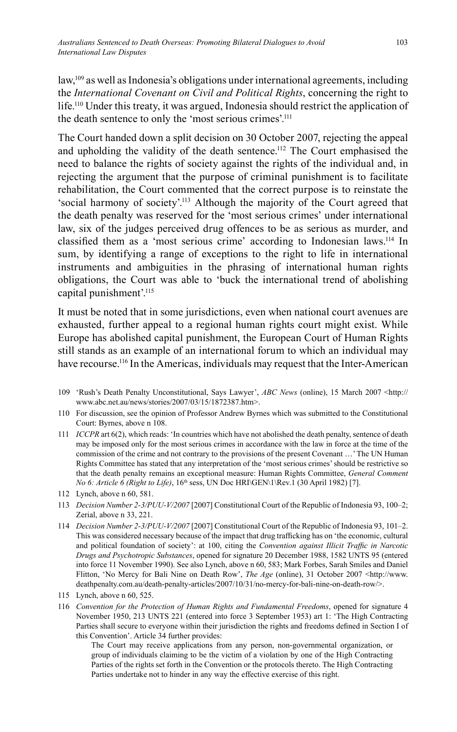law,[109] as well as Indonesia's obligations under international agreements, including the *International Covenant on Civil and Political Rights*, concerning the right to life.[110] Under this treaty, it was argued, Indonesia should restrict the application of the death sentence to only the 'most serious crimes'.[111]

The Court handed down a split decision on 30 October 2007, rejecting the appeal and upholding the validity of the death sentence.[112] The Court emphasised the need to balance the rights of society against the rights of the individual and, in rejecting the argument that the purpose of criminal punishment is to facilitate rehabilitation, the Court commented that the correct purpose is to reinstate the 'social harmony of society'.[113] Although the majority of the Court agreed that the death penalty was reserved for the 'most serious crimes' under international law, six of the judges perceived drug offences to be as serious as murder, and classified them as a 'most serious crime' according to Indonesian laws.[114] In sum, by identifying a range of exceptions to the right to life in international instruments and ambiguities in the phrasing of international human rights obligations, the Court was able to 'buck the international trend of abolishing capital punishment'.[115]

It must be noted that in some jurisdictions, even when national court avenues are exhausted, further appeal to a regional human rights court might exist. While Europe has abolished capital punishment, the European Court of Human Rights still stands as an example of an international forum to which an individual may have recourse.[116] In the Americas, individuals may request that the Inter-American

109 'Rush's Death Penalty Unconstitutional, Says Lawyer', *ABC News* (online), 15 March 2007 <http://www.abc.net.au/news/stories/2007/03/15/1872387.htm>.

110 For discussion, see the opinion of Professor Andrew Byrnes which was submitted to the Constitutional Court: Byrnes, above n 108.

111 *ICCPR* art 6(2), which reads: 'In countries which have not abolished the death penalty, sentence of death may be imposed only for the most serious crimes in accordance with the law in force at the time of the commission of the crime and not contrary to the provisions of the present Covenant …' The UN Human Rights Committee has stated that any interpretation of the 'most serious crimes' should be restrictive so that the death penalty remains an exceptional measure: Human Rights Committee, *General Comment No 6: Article 6 (Right to Life)*, 16th sess, UN Doc HRI\GEN\1\Rev.1 (30 April 1982) [7].

112 Lynch, above n 60, 581.

113 *Decision Number 2-3/PUU-V/2007* [2007] Constitutional Court of the Republic of Indonesia 93, 100–2; Zerial, above n 33, 221.

114 *Decision Number 2-3/PUU-V/2007* [2007] Constitutional Court of the Republic of Indonesia 93, 101–2. This was considered necessary because of the impact that drug trafficking has on 'the economic, cultural and political foundation of society': at 100, citing the *Convention against Illicit Traffic in Narcotic Drugs and Psychotropic Substances*, opened for signature 20 December 1988, 1582 UNTS 95 (entered into force 11 November 1990). See also Lynch, above n 60, 583; Mark Forbes, Sarah Smiles and Daniel Flitton, 'No Mercy for Bali Nine on Death Row', *The Age* (online), 31 October 2007 <http://www.deathpenalty.com.au/death-penalty-articles/2007/10/31/no-mercy-for-bali-nine-on-death-row/>.

115 Lynch, above n 60, 525.

116 *Convention for the Protection of Human Rights and Fundamental Freedoms*, opened for signature 4 November 1950, 213 UNTS 221 (entered into force 3 September 1953) art 1: 'The High Contracting Parties shall secure to everyone within their jurisdiction the rights and freedoms defined in Section I of this Convention'. Article 34 further provides:

> The Court may receive applications from any person, non-governmental organization, or group of individuals claiming to be the victim of a violation by one of the High Contracting Parties of the rights set forth in the Convention or the protocols thereto. The High Contracting Parties undertake not to hinder in any way the effective exercise of this right.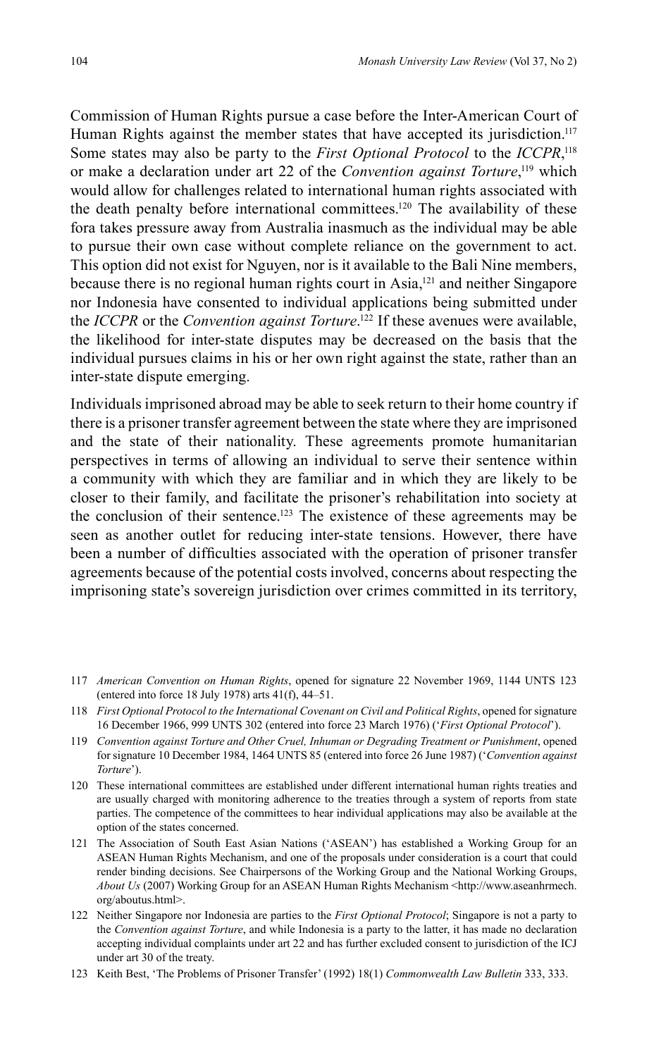Commission of Human Rights pursue a case before the Inter-American Court of Human Rights against the member states that have accepted its jurisdiction.[117] Some states may also be party to the *First Optional Protocol* to the *ICCPR*,[118] or make a declaration under art 22 of the *Convention against Torture*,[119] which would allow for challenges related to international human rights associated with the death penalty before international committees.[120] The availability of these fora takes pressure away from Australia inasmuch as the individual may be able to pursue their own case without complete reliance on the government to act. This option did not exist for Nguyen, nor is it available to the Bali Nine members, because there is no regional human rights court in Asia,[121] and neither Singapore nor Indonesia have consented to individual applications being submitted under the *ICCPR* or the *Convention against Torture*.[122] If these avenues were available, the likelihood for inter-state disputes may be decreased on the basis that the individual pursues claims in his or her own right against the state, rather than an inter-state dispute emerging.

Individuals imprisoned abroad may be able to seek return to their home country if there is a prisoner transfer agreement between the state where they are imprisoned and the state of their nationality. These agreements promote humanitarian perspectives in terms of allowing an individual to serve their sentence within a community with which they are familiar and in which they are likely to be closer to their family, and facilitate the prisoner's rehabilitation into society at the conclusion of their sentence.[123] The existence of these agreements may be seen as another outlet for reducing inter-state tensions. However, there have been a number of difficulties associated with the operation of prisoner transfer agreements because of the potential costs involved, concerns about respecting the imprisoning state's sovereign jurisdiction over crimes committed in its territory,

117 *American Convention on Human Rights*, opened for signature 22 November 1969, 1144 UNTS 123 (entered into force 18 July 1978) arts 41(f), 44–51.

118 *First Optional Protocol to the International Covenant on Civil and Political Rights*, opened for signature 16 December 1966, 999 UNTS 302 (entered into force 23 March 1976) ('*First Optional Protocol*').

119 *Convention against Torture and Other Cruel, Inhuman or Degrading Treatment or Punishment*, opened for signature 10 December 1984, 1464 UNTS 85 (entered into force 26 June 1987) ('*Convention against Torture*').

120 These international committees are established under different international human rights treaties and are usually charged with monitoring adherence to the treaties through a system of reports from state parties. The competence of the committees to hear individual applications may also be available at the option of the states concerned.

121 The Association of South East Asian Nations ('ASEAN') has established a Working Group for an ASEAN Human Rights Mechanism, and one of the proposals under consideration is a court that could render binding decisions. See Chairpersons of the Working Group and the National Working Groups, *About Us* (2007) Working Group for an ASEAN Human Rights Mechanism <http://www.aseanhrmech.org/aboutus.html>.

122 Neither Singapore nor Indonesia are parties to the *First Optional Protocol*; Singapore is not a party to the *Convention against Torture*, and while Indonesia is a party to the latter, it has made no declaration accepting individual complaints under art 22 and has further excluded consent to jurisdiction of the ICJ under art 30 of the treaty.

123 Keith Best, 'The Problems of Prisoner Transfer' (1992) 18(1) *Commonwealth Law Bulletin* 333, 333.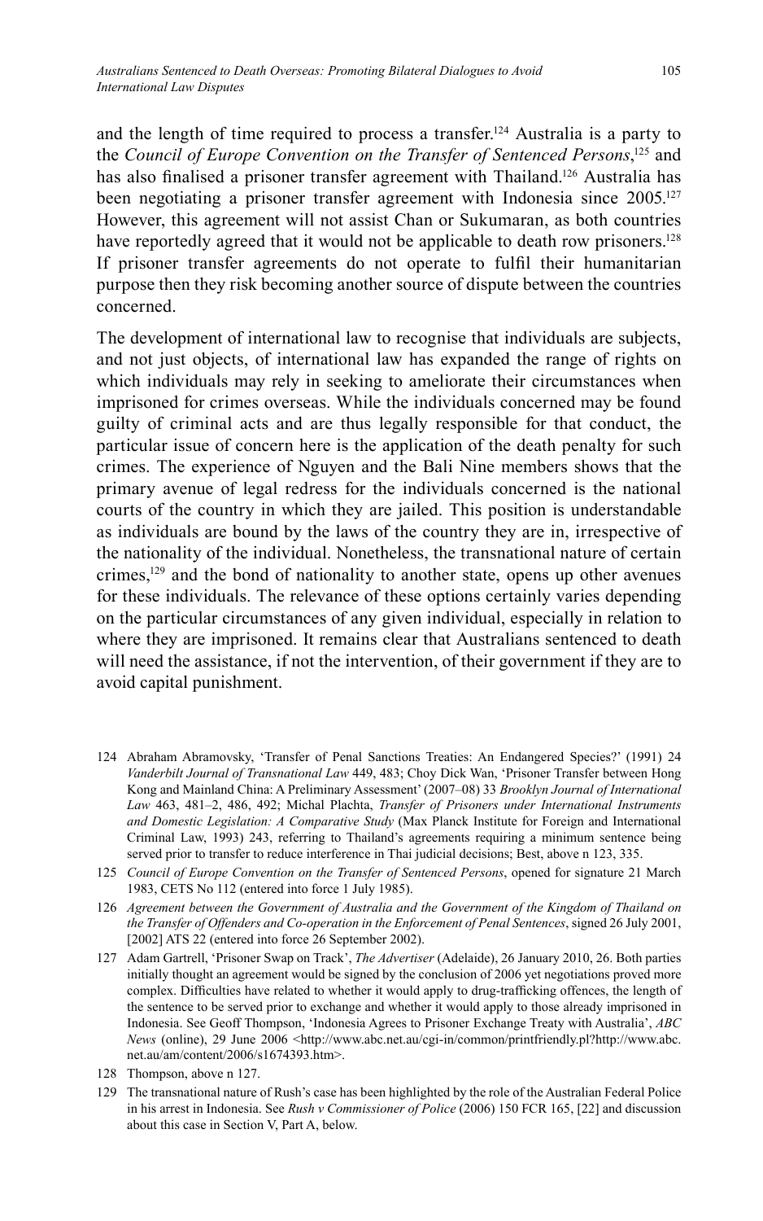and the length of time required to process a transfer.[124] Australia is a party to the *Council of Europe Convention on the Transfer of Sentenced Persons*,[125] and has also finalised a prisoner transfer agreement with Thailand.[126] Australia has been negotiating a prisoner transfer agreement with Indonesia since 2005.[127] However, this agreement will not assist Chan or Sukumaran, as both countries have reportedly agreed that it would not be applicable to death row prisoners.[128] If prisoner transfer agreements do not operate to fulfil their humanitarian purpose then they risk becoming another source of dispute between the countries concerned.

The development of international law to recognise that individuals are subjects, and not just objects, of international law has expanded the range of rights on which individuals may rely in seeking to ameliorate their circumstances when imprisoned for crimes overseas. While the individuals concerned may be found guilty of criminal acts and are thus legally responsible for that conduct, the particular issue of concern here is the application of the death penalty for such crimes. The experience of Nguyen and the Bali Nine members shows that the primary avenue of legal redress for the individuals concerned is the national courts of the country in which they are jailed. This position is understandable as individuals are bound by the laws of the country they are in, irrespective of the nationality of the individual. Nonetheless, the transnational nature of certain crimes,[129] and the bond of nationality to another state, opens up other avenues for these individuals. The relevance of these options certainly varies depending on the particular circumstances of any given individual, especially in relation to where they are imprisoned. It remains clear that Australians sentenced to death will need the assistance, if not the intervention, of their government if they are to avoid capital punishment.

---

124 Abraham Abramovsky, 'Transfer of Penal Sanctions Treaties: An Endangered Species?' (1991) 24 *Vanderbilt Journal of Transnational Law* 449, 483; Choy Dick Wan, 'Prisoner Transfer between Hong Kong and Mainland China: A Preliminary Assessment' (2007–08) 33 *Brooklyn Journal of International Law* 463, 481–2, 486, 492; Michal Plachta, *Transfer of Prisoners under International Instruments and Domestic Legislation: A Comparative Study* (Max Planck Institute for Foreign and International Criminal Law, 1993) 243, referring to Thailand's agreements requiring a minimum sentence being served prior to transfer to reduce interference in Thai judicial decisions; Best, above n 123, 335.

125 *Council of Europe Convention on the Transfer of Sentenced Persons*, opened for signature 21 March 1983, CETS No 112 (entered into force 1 July 1985).

126 *Agreement between the Government of Australia and the Government of the Kingdom of Thailand on the Transfer of Offenders and Co-operation in the Enforcement of Penal Sentences*, signed 26 July 2001, [2002] ATS 22 (entered into force 26 September 2002).

127 Adam Gartrell, 'Prisoner Swap on Track', *The Advertiser* (Adelaide), 26 January 2010, 26. Both parties initially thought an agreement would be signed by the conclusion of 2006 yet negotiations proved more complex. Difficulties have related to whether it would apply to drug-trafficking offences, the length of the sentence to be served prior to exchange and whether it would apply to those already imprisoned in Indonesia. See Geoff Thompson, 'Indonesia Agrees to Prisoner Exchange Treaty with Australia', *ABC News* (online), 29 June 2006 <http://www.abc.net.au/cgi-in/common/printfriendly.pl?http://www.abc.net.au/am/content/2006/s1674393.htm>.

128 Thompson, above n 127.

129 The transnational nature of Rush's case has been highlighted by the role of the Australian Federal Police in his arrest in Indonesia. See *Rush v Commissioner of Police* (2006) 150 FCR 165, [22] and discussion about this case in Section V, Part A, below.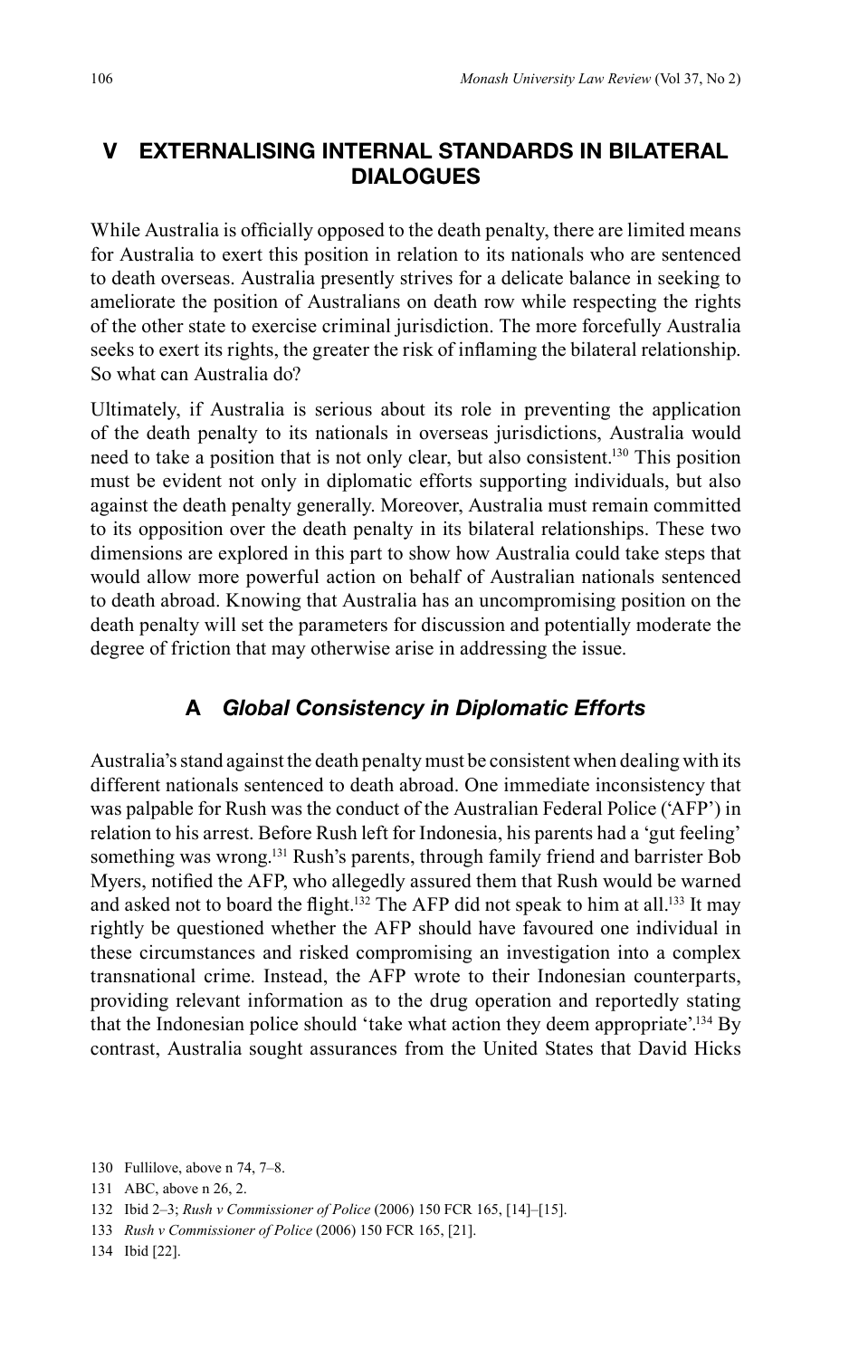## V EXTERNALISING INTERNAL STANDARDS IN BILATERAL DIALOGUES

While Australia is officially opposed to the death penalty, there are limited means for Australia to exert this position in relation to its nationals who are sentenced to death overseas. Australia presently strives for a delicate balance in seeking to ameliorate the position of Australians on death row while respecting the rights of the other state to exercise criminal jurisdiction. The more forcefully Australia seeks to exert its rights, the greater the risk of inflaming the bilateral relationship. So what can Australia do?

Ultimately, if Australia is serious about its role in preventing the application of the death penalty to its nationals in overseas jurisdictions, Australia would need to take a position that is not only clear, but also consistent.[130] This position must be evident not only in diplomatic efforts supporting individuals, but also against the death penalty generally. Moreover, Australia must remain committed to its opposition over the death penalty in its bilateral relationships. These two dimensions are explored in this part to show how Australia could take steps that would allow more powerful action on behalf of Australian nationals sentenced to death abroad. Knowing that Australia has an uncompromising position on the death penalty will set the parameters for discussion and potentially moderate the degree of friction that may otherwise arise in addressing the issue.

### A *Global Consistency in Diplomatic Efforts*

Australia's stand against the death penalty must be consistent when dealing with its different nationals sentenced to death abroad. One immediate inconsistency that was palpable for Rush was the conduct of the Australian Federal Police ('AFP') in relation to his arrest. Before Rush left for Indonesia, his parents had a 'gut feeling' something was wrong.[131] Rush's parents, through family friend and barrister Bob Myers, notified the AFP, who allegedly assured them that Rush would be warned and asked not to board the flight.[132] The AFP did not speak to him at all.[133] It may rightly be questioned whether the AFP should have favoured one individual in these circumstances and risked compromising an investigation into a complex transnational crime. Instead, the AFP wrote to their Indonesian counterparts, providing relevant information as to the drug operation and reportedly stating that the Indonesian police should 'take what action they deem appropriate'.[134] By contrast, Australia sought assurances from the United States that David Hicks

130 Fullilove, above n 74, 7–8.

131 ABC, above n 26, 2.

132 Ibid 2–3; *Rush v Commissioner of Police* (2006) 150 FCR 165, [14]–[15].

133 *Rush v Commissioner of Police* (2006) 150 FCR 165, [21].

134 Ibid [22].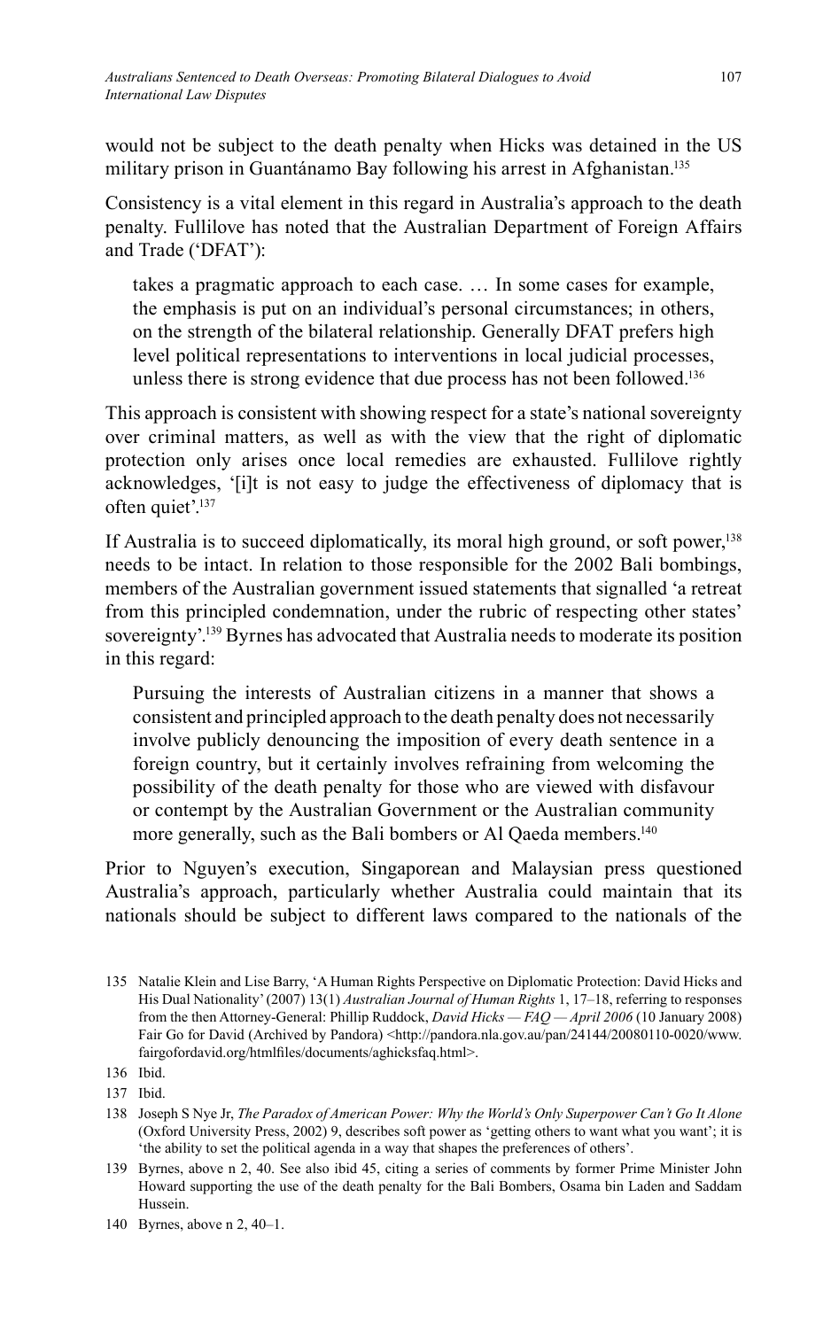would not be subject to the death penalty when Hicks was detained in the US military prison in Guantánamo Bay following his arrest in Afghanistan.[135]

Consistency is a vital element in this regard in Australia's approach to the death penalty. Fullilove has noted that the Australian Department of Foreign Affairs and Trade ('DFAT'):

> takes a pragmatic approach to each case. … In some cases for example, the emphasis is put on an individual's personal circumstances; in others, on the strength of the bilateral relationship. Generally DFAT prefers high level political representations to interventions in local judicial processes, unless there is strong evidence that due process has not been followed.[136]

This approach is consistent with showing respect for a state's national sovereignty over criminal matters, as well as with the view that the right of diplomatic protection only arises once local remedies are exhausted. Fullilove rightly acknowledges, '[i]t is not easy to judge the effectiveness of diplomacy that is often quiet'.[137]

If Australia is to succeed diplomatically, its moral high ground, or soft power,[138] needs to be intact. In relation to those responsible for the 2002 Bali bombings, members of the Australian government issued statements that signalled 'a retreat from this principled condemnation, under the rubric of respecting other states' sovereignty'.[139] Byrnes has advocated that Australia needs to moderate its position in this regard:

> Pursuing the interests of Australian citizens in a manner that shows a consistent and principled approach to the death penalty does not necessarily involve publicly denouncing the imposition of every death sentence in a foreign country, but it certainly involves refraining from welcoming the possibility of the death penalty for those who are viewed with disfavour or contempt by the Australian Government or the Australian community more generally, such as the Bali bombers or Al Qaeda members.[140]

Prior to Nguyen's execution, Singaporean and Malaysian press questioned Australia's approach, particularly whether Australia could maintain that its nationals should be subject to different laws compared to the nationals of the

---

135 Natalie Klein and Lise Barry, 'A Human Rights Perspective on Diplomatic Protection: David Hicks and His Dual Nationality' (2007) 13(1) *Australian Journal of Human Rights* 1, 17–18, referring to responses from the then Attorney-General: Phillip Ruddock, *David Hicks — FAQ — April 2006* (10 January 2008) Fair Go for David (Archived by Pandora) <http://pandora.nla.gov.au/pan/24144/20080110-0020/www.fairgofordavid.org/htmlfiles/documents/aghicksfaq.html>.

136 Ibid.

137 Ibid.

138 Joseph S Nye Jr, *The Paradox of American Power: Why the World's Only Superpower Can't Go It Alone* (Oxford University Press, 2002) 9, describes soft power as 'getting others to want what you want'; it is 'the ability to set the political agenda in a way that shapes the preferences of others'.

139 Byrnes, above n 2, 40. See also ibid 45, citing a series of comments by former Prime Minister John Howard supporting the use of the death penalty for the Bali Bombers, Osama bin Laden and Saddam Hussein.

140 Byrnes, above n 2, 40–1.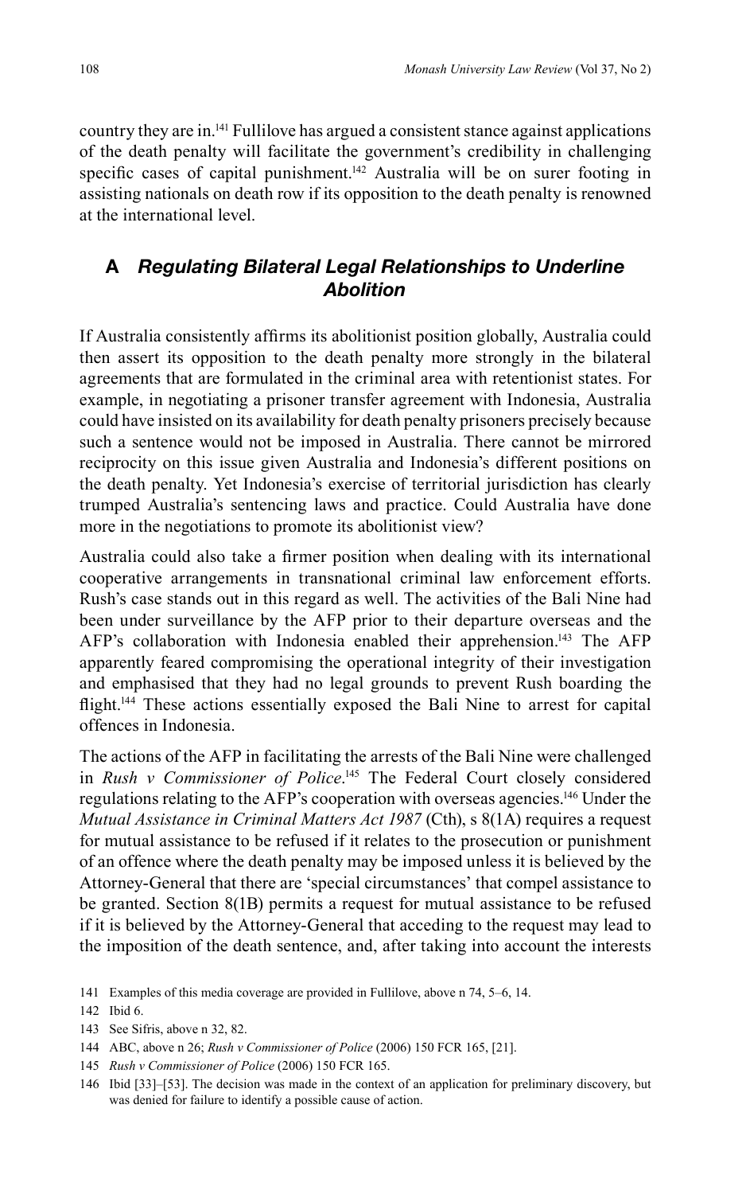country they are in.[141] Fullilove has argued a consistent stance against applications of the death penalty will facilitate the government's credibility in challenging specific cases of capital punishment.[142] Australia will be on surer footing in assisting nationals on death row if its opposition to the death penalty is renowned at the international level.

## A *Regulating Bilateral Legal Relationships to Underline Abolition*

If Australia consistently affirms its abolitionist position globally, Australia could then assert its opposition to the death penalty more strongly in the bilateral agreements that are formulated in the criminal area with retentionist states. For example, in negotiating a prisoner transfer agreement with Indonesia, Australia could have insisted on its availability for death penalty prisoners precisely because such a sentence would not be imposed in Australia. There cannot be mirrored reciprocity on this issue given Australia and Indonesia's different positions on the death penalty. Yet Indonesia's exercise of territorial jurisdiction has clearly trumped Australia's sentencing laws and practice. Could Australia have done more in the negotiations to promote its abolitionist view?

Australia could also take a firmer position when dealing with its international cooperative arrangements in transnational criminal law enforcement efforts. Rush's case stands out in this regard as well. The activities of the Bali Nine had been under surveillance by the AFP prior to their departure overseas and the AFP's collaboration with Indonesia enabled their apprehension.[143] The AFP apparently feared compromising the operational integrity of their investigation and emphasised that they had no legal grounds to prevent Rush boarding the flight.[144] These actions essentially exposed the Bali Nine to arrest for capital offences in Indonesia.

The actions of the AFP in facilitating the arrests of the Bali Nine were challenged in *Rush v Commissioner of Police*.[145] The Federal Court closely considered regulations relating to the AFP's cooperation with overseas agencies.[146] Under the *Mutual Assistance in Criminal Matters Act 1987* (Cth), s 8(1A) requires a request for mutual assistance to be refused if it relates to the prosecution or punishment of an offence where the death penalty may be imposed unless it is believed by the Attorney-General that there are 'special circumstances' that compel assistance to be granted. Section 8(1B) permits a request for mutual assistance to be refused if it is believed by the Attorney-General that acceding to the request may lead to the imposition of the death sentence, and, after taking into account the interests

141 Examples of this media coverage are provided in Fullilove, above n 74, 5–6, 14.

142 Ibid 6.

143 See Sifris, above n 32, 82.

144 ABC, above n 26; *Rush v Commissioner of Police* (2006) 150 FCR 165, [21].

145 *Rush v Commissioner of Police* (2006) 150 FCR 165.

146 Ibid [33]–[53]. The decision was made in the context of an application for preliminary discovery, but was denied for failure to identify a possible cause of action.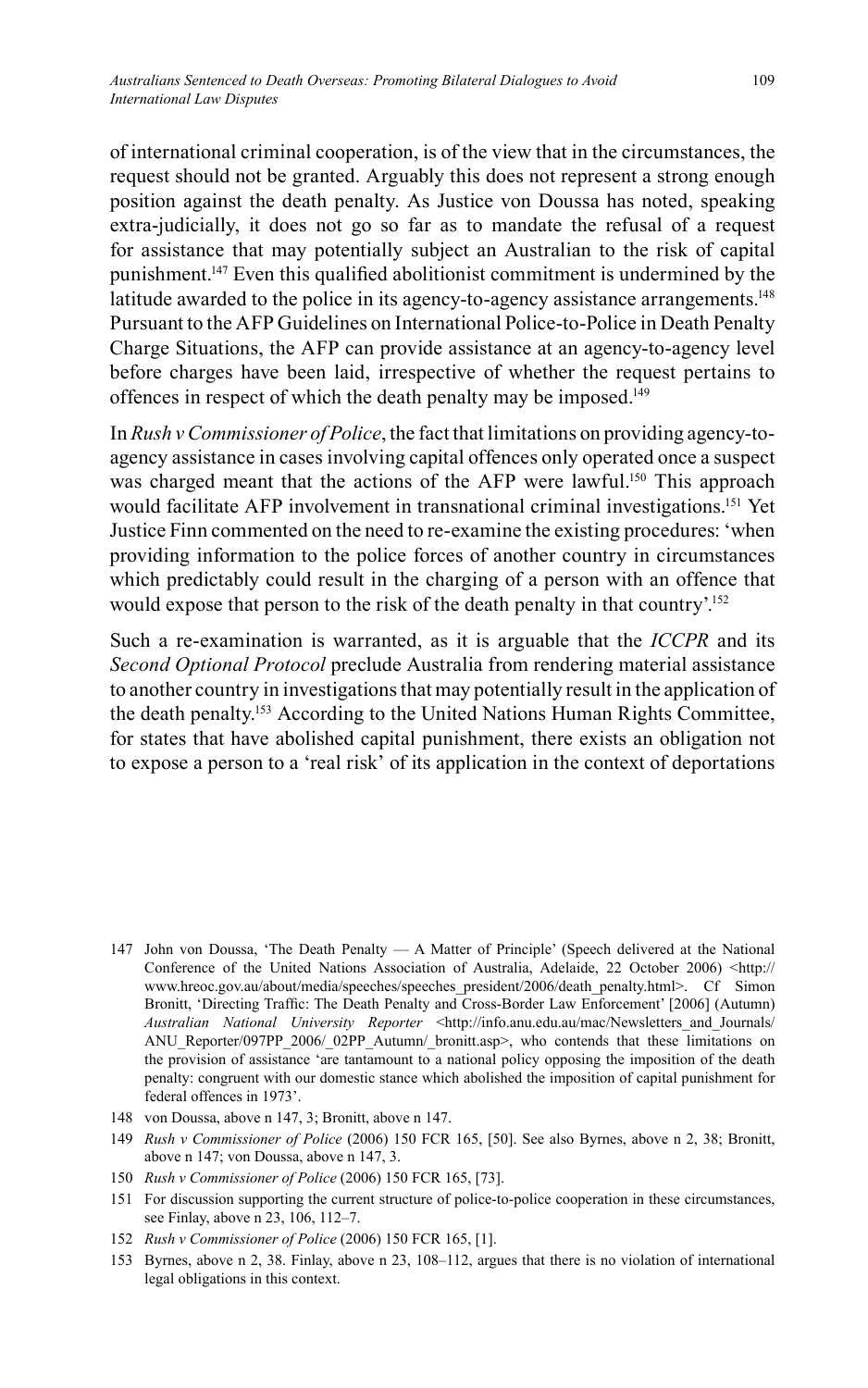of international criminal cooperation, is of the view that in the circumstances, the request should not be granted. Arguably this does not represent a strong enough position against the death penalty. As Justice von Doussa has noted, speaking extra-judicially, it does not go so far as to mandate the refusal of a request for assistance that may potentially subject an Australian to the risk of capital punishment.[147] Even this qualified abolitionist commitment is undermined by the latitude awarded to the police in its agency-to-agency assistance arrangements.[148] Pursuant to the AFP Guidelines on International Police-to-Police in Death Penalty Charge Situations, the AFP can provide assistance at an agency-to-agency level before charges have been laid, irrespective of whether the request pertains to offences in respect of which the death penalty may be imposed.[149]

In *Rush v Commissioner of Police*, the fact that limitations on providing agency-to-agency assistance in cases involving capital offences only operated once a suspect was charged meant that the actions of the AFP were lawful.[150] This approach would facilitate AFP involvement in transnational criminal investigations.[151] Yet Justice Finn commented on the need to re-examine the existing procedures: 'when providing information to the police forces of another country in circumstances which predictably could result in the charging of a person with an offence that would expose that person to the risk of the death penalty in that country'.[152]

Such a re-examination is warranted, as it is arguable that the *ICCPR* and its *Second Optional Protocol* preclude Australia from rendering material assistance to another country in investigations that may potentially result in the application of the death penalty.[153] According to the United Nations Human Rights Committee, for states that have abolished capital punishment, there exists an obligation not to expose a person to a 'real risk' of its application in the context of deportations

---

147 John von Doussa, 'The Death Penalty — A Matter of Principle' (Speech delivered at the National Conference of the United Nations Association of Australia, Adelaide, 22 October 2006) <http://www.hreoc.gov.au/about/media/speeches/speeches_president/2006/death_penalty.html>. Cf Simon Bronitt, 'Directing Traffic: The Death Penalty and Cross-Border Law Enforcement' [2006] (Autumn) *Australian National University Reporter* <http://info.anu.edu.au/mac/Newsletters_and_Journals/ANU_Reporter/097PP_2006/_02PP_Autumn/_bronitt.asp>, who contends that these limitations on the provision of assistance 'are tantamount to a national policy opposing the imposition of the death penalty: congruent with our domestic stance which abolished the imposition of capital punishment for federal offences in 1973'.

148 von Doussa, above n 147, 3; Bronitt, above n 147.

149 *Rush v Commissioner of Police* (2006) 150 FCR 165, [50]. See also Byrnes, above n 2, 38; Bronitt, above n 147; von Doussa, above n 147, 3.

150 *Rush v Commissioner of Police* (2006) 150 FCR 165, [73].

151 For discussion supporting the current structure of police-to-police cooperation in these circumstances, see Finlay, above n 23, 106, 112–7.

152 *Rush v Commissioner of Police* (2006) 150 FCR 165, [1].

153 Byrnes, above n 2, 38. Finlay, above n 23, 108–112, argues that there is no violation of international legal obligations in this context.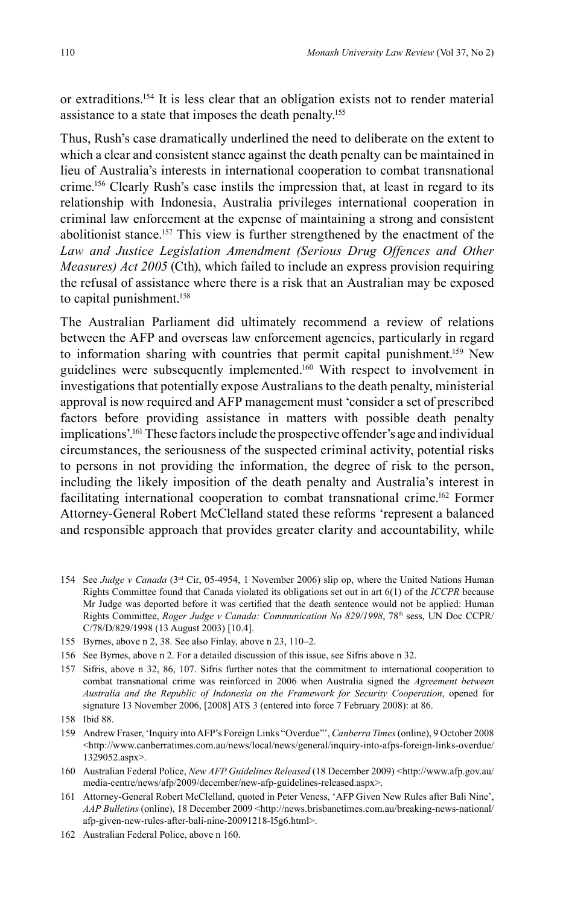or extraditions.[154] It is less clear that an obligation exists not to render material assistance to a state that imposes the death penalty.[155]

Thus, Rush's case dramatically underlined the need to deliberate on the extent to which a clear and consistent stance against the death penalty can be maintained in lieu of Australia's interests in international cooperation to combat transnational crime.[156] Clearly Rush's case instils the impression that, at least in regard to its relationship with Indonesia, Australia privileges international cooperation in criminal law enforcement at the expense of maintaining a strong and consistent abolitionist stance.[157] This view is further strengthened by the enactment of the *Law and Justice Legislation Amendment (Serious Drug Offences and Other Measures) Act 2005* (Cth), which failed to include an express provision requiring the refusal of assistance where there is a risk that an Australian may be exposed to capital punishment.[158]

The Australian Parliament did ultimately recommend a review of relations between the AFP and overseas law enforcement agencies, particularly in regard to information sharing with countries that permit capital punishment.[159] New guidelines were subsequently implemented.[160] With respect to involvement in investigations that potentially expose Australians to the death penalty, ministerial approval is now required and AFP management must 'consider a set of prescribed factors before providing assistance in matters with possible death penalty implications'.[161] These factors include the prospective offender's age and individual circumstances, the seriousness of the suspected criminal activity, potential risks to persons in not providing the information, the degree of risk to the person, including the likely imposition of the death penalty and Australia's interest in facilitating international cooperation to combat transnational crime.[162] Former Attorney-General Robert McClelland stated these reforms 'represent a balanced and responsible approach that provides greater clarity and accountability, while

154 See *Judge v Canada* (3rd Cir, 05-4954, 1 November 2006) slip op, where the United Nations Human Rights Committee found that Canada violated its obligations set out in art 6(1) of the *ICCPR* because Mr Judge was deported before it was certified that the death sentence would not be applied: Human Rights Committee, *Roger Judge v Canada: Communication No 829/1998*, 78th sess, UN Doc CCPR/C/78/D/829/1998 (13 August 2003) [10.4].

155 Byrnes, above n 2, 38. See also Finlay, above n 23, 110–2.

156 See Byrnes, above n 2. For a detailed discussion of this issue, see Sifris above n 32.

157 Sifris, above n 32, 86, 107. Sifris further notes that the commitment to international cooperation to combat transnational crime was reinforced in 2006 when Australia signed the *Agreement between Australia and the Republic of Indonesia on the Framework for Security Cooperation*, opened for signature 13 November 2006, [2008] ATS 3 (entered into force 7 February 2008): at 86.

158 Ibid 88.

159 Andrew Fraser, 'Inquiry into AFP's Foreign Links "Overdue"', *Canberra Times* (online), 9 October 2008 <http://www.canberratimes.com.au/news/local/news/general/inquiry-into-afps-foreign-links-overdue/1329052.aspx>.

160 Australian Federal Police, *New AFP Guidelines Released* (18 December 2009) <http://www.afp.gov.au/media-centre/news/afp/2009/december/new-afp-guidelines-released.aspx>.

161 Attorney-General Robert McClelland, quoted in Peter Veness, 'AFP Given New Rules after Bali Nine', *AAP Bulletins* (online), 18 December 2009 <http://news.brisbanetimes.com.au/breaking-news-national/afp-given-new-rules-after-bali-nine-20091218-l5g6.html>.

162 Australian Federal Police, above n 160.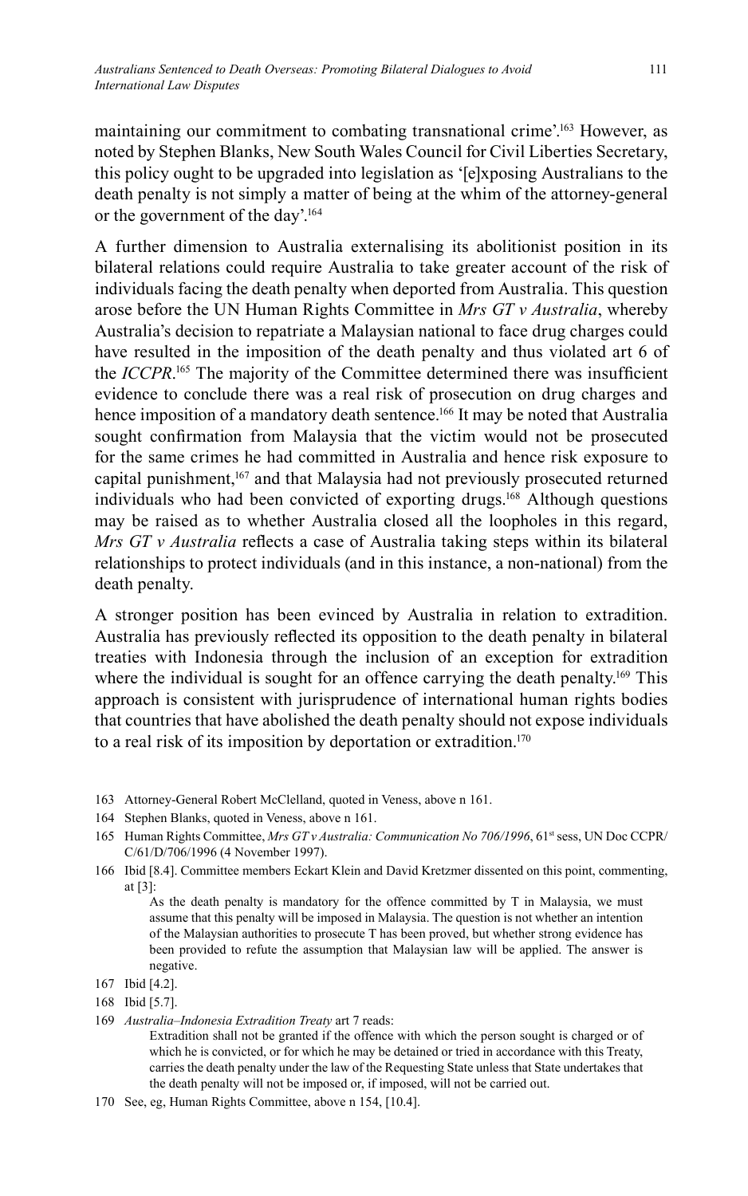maintaining our commitment to combating transnational crime'.[163] However, as noted by Stephen Blanks, New South Wales Council for Civil Liberties Secretary, this policy ought to be upgraded into legislation as '[e]xposing Australians to the death penalty is not simply a matter of being at the whim of the attorney-general or the government of the day'.[164]

A further dimension to Australia externalising its abolitionist position in its bilateral relations could require Australia to take greater account of the risk of individuals facing the death penalty when deported from Australia. This question arose before the UN Human Rights Committee in *Mrs GT v Australia*, whereby Australia's decision to repatriate a Malaysian national to face drug charges could have resulted in the imposition of the death penalty and thus violated art 6 of the *ICCPR*.[165] The majority of the Committee determined there was insufficient evidence to conclude there was a real risk of prosecution on drug charges and hence imposition of a mandatory death sentence.[166] It may be noted that Australia sought confirmation from Malaysia that the victim would not be prosecuted for the same crimes he had committed in Australia and hence risk exposure to capital punishment,[167] and that Malaysia had not previously prosecuted returned individuals who had been convicted of exporting drugs.[168] Although questions may be raised as to whether Australia closed all the loopholes in this regard, *Mrs GT v Australia* reflects a case of Australia taking steps within its bilateral relationships to protect individuals (and in this instance, a non-national) from the death penalty.

A stronger position has been evinced by Australia in relation to extradition. Australia has previously reflected its opposition to the death penalty in bilateral treaties with Indonesia through the inclusion of an exception for extradition where the individual is sought for an offence carrying the death penalty.[169] This approach is consistent with jurisprudence of international human rights bodies that countries that have abolished the death penalty should not expose individuals to a real risk of its imposition by deportation or extradition.[170]

---

163 Attorney-General Robert McClelland, quoted in Veness, above n 161.

164 Stephen Blanks, quoted in Veness, above n 161.

165 Human Rights Committee, *Mrs GT v Australia: Communication No 706/1996*, 61st sess, UN Doc CCPR/C/61/D/706/1996 (4 November 1997).

166 Ibid [8.4]. Committee members Eckart Klein and David Kretzmer dissented on this point, commenting, at [3]:

> As the death penalty is mandatory for the offence committed by T in Malaysia, we must assume that this penalty will be imposed in Malaysia. The question is not whether an intention of the Malaysian authorities to prosecute T has been proved, but whether strong evidence has been provided to refute the assumption that Malaysian law will be applied. The answer is negative.

167 Ibid [4.2].

168 Ibid [5.7].

169 *Australia–Indonesia Extradition Treaty* art 7 reads:

> Extradition shall not be granted if the offence with which the person sought is charged or of which he is convicted, or for which he may be detained or tried in accordance with this Treaty, carries the death penalty under the law of the Requesting State unless that State undertakes that the death penalty will not be imposed or, if imposed, will not be carried out.

170 See, eg, Human Rights Committee, above n 154, [10.4].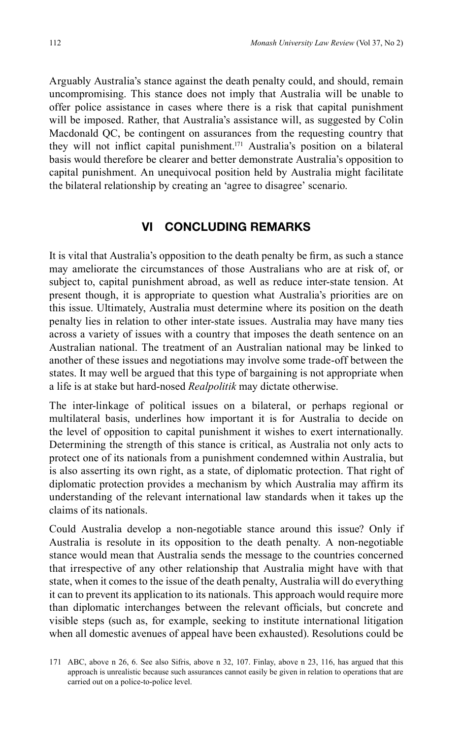Arguably Australia's stance against the death penalty could, and should, remain uncompromising. This stance does not imply that Australia will be unable to offer police assistance in cases where there is a risk that capital punishment will be imposed. Rather, that Australia's assistance will, as suggested by Colin Macdonald QC, be contingent on assurances from the requesting country that they will not inflict capital punishment.[171] Australia's position on a bilateral basis would therefore be clearer and better demonstrate Australia's opposition to capital punishment. An unequivocal position held by Australia might facilitate the bilateral relationship by creating an 'agree to disagree' scenario.

## VI CONCLUDING REMARKS

It is vital that Australia's opposition to the death penalty be firm, as such a stance may ameliorate the circumstances of those Australians who are at risk of, or subject to, capital punishment abroad, as well as reduce inter-state tension. At present though, it is appropriate to question what Australia's priorities are on this issue. Ultimately, Australia must determine where its position on the death penalty lies in relation to other inter-state issues. Australia may have many ties across a variety of issues with a country that imposes the death sentence on an Australian national. The treatment of an Australian national may be linked to another of these issues and negotiations may involve some trade-off between the states. It may well be argued that this type of bargaining is not appropriate when a life is at stake but hard-nosed *Realpolitik* may dictate otherwise.

The inter-linkage of political issues on a bilateral, or perhaps regional or multilateral basis, underlines how important it is for Australia to decide on the level of opposition to capital punishment it wishes to exert internationally. Determining the strength of this stance is critical, as Australia not only acts to protect one of its nationals from a punishment condemned within Australia, but is also asserting its own right, as a state, of diplomatic protection. That right of diplomatic protection provides a mechanism by which Australia may affirm its understanding of the relevant international law standards when it takes up the claims of its nationals.

Could Australia develop a non-negotiable stance around this issue? Only if Australia is resolute in its opposition to the death penalty. A non-negotiable stance would mean that Australia sends the message to the countries concerned that irrespective of any other relationship that Australia might have with that state, when it comes to the issue of the death penalty, Australia will do everything it can to prevent its application to its nationals. This approach would require more than diplomatic interchanges between the relevant officials, but concrete and visible steps (such as, for example, seeking to institute international litigation when all domestic avenues of appeal have been exhausted). Resolutions could be

171 ABC, above n 26, 6. See also Sifris, above n 32, 107. Finlay, above n 23, 116, has argued that this approach is unrealistic because such assurances cannot easily be given in relation to operations that are carried out on a police-to-police level.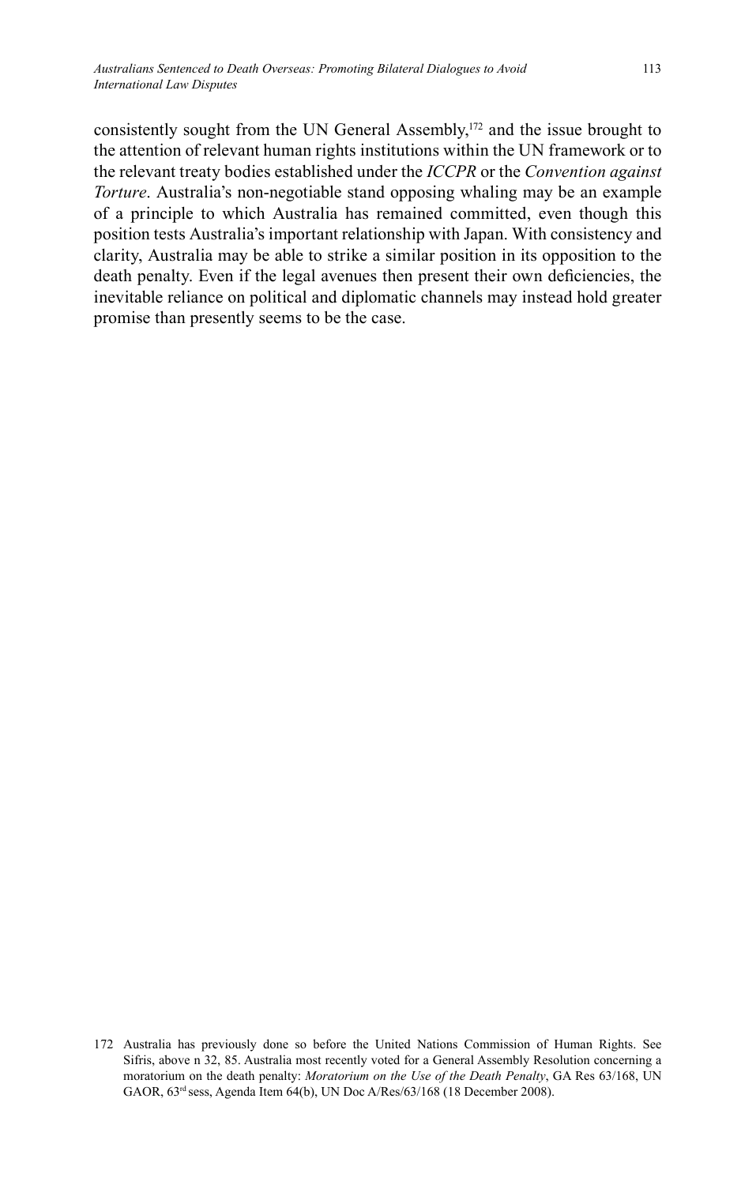consistently sought from the UN General Assembly,[172] and the issue brought to the attention of relevant human rights institutions within the UN framework or to the relevant treaty bodies established under the *ICCPR* or the *Convention against Torture*. Australia's non-negotiable stand opposing whaling may be an example of a principle to which Australia has remained committed, even though this position tests Australia's important relationship with Japan. With consistency and clarity, Australia may be able to strike a similar position in its opposition to the death penalty. Even if the legal avenues then present their own deficiencies, the inevitable reliance on political and diplomatic channels may instead hold greater promise than presently seems to be the case.

172 Australia has previously done so before the United Nations Commission of Human Rights. See Sifris, above n 32, 85. Australia most recently voted for a General Assembly Resolution concerning a moratorium on the death penalty: *Moratorium on the Use of the Death Penalty*, GA Res 63/168, UN GAOR, 63rd sess, Agenda Item 64(b), UN Doc A/Res/63/168 (18 December 2008).